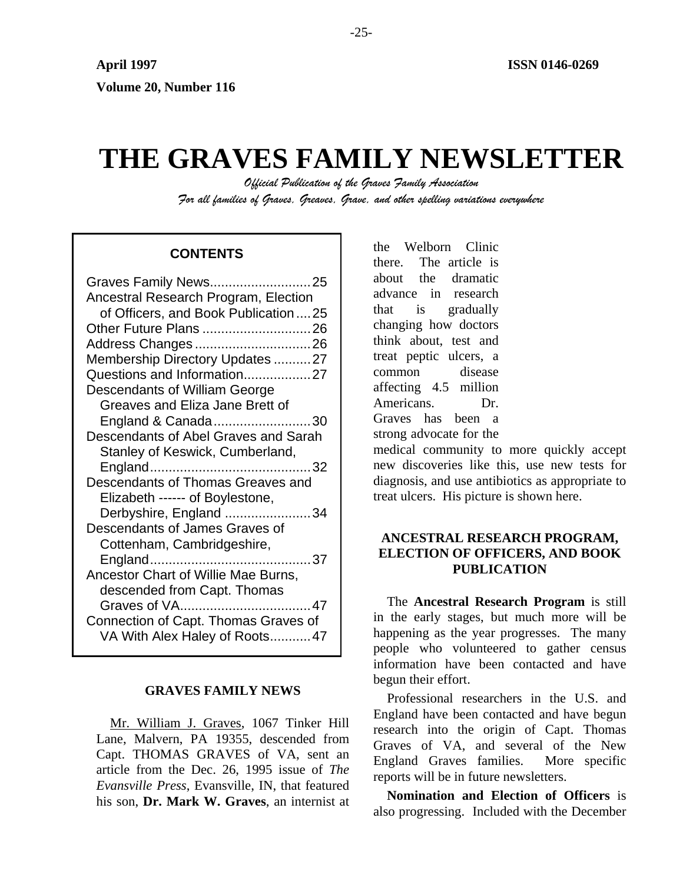April 1997 ISSN 0146-0269

Volume 20, Number 116

# THE GRAVES FAMILY NEWSLETTER

*Official Publication of the Graves Family Association*

*For all families of Graves, Greaves, Grave, and other spelling variations everywhere*

**CONTENTS**

Graves Family News........................... 25
Ancestral Research Program, Election of Officers, and Book Publication .... 25
Other Future Plans ............................. 26
Address Changes ............................... 26
Membership Directory Updates .......... 27
Questions and Information.................. 27
Descendants of William George Greaves and Eliza Jane Brett of England & Canada.......................... 30
Descendants of Abel Graves and Sarah Stanley of Keswick, Cumberland, England........................................... 32
Descendants of Thomas Greaves and Elizabeth ------ of Boylestone, Derbyshire, England ....................... 34
Descendants of James Graves of Cottenham, Cambridgeshire, England........................................... 37
Ancestor Chart of Willie Mae Burns, descended from Capt. Thomas Graves of VA................................... 47
Connection of Capt. Thomas Graves of VA With Alex Haley of Roots........... 47

## GRAVES FAMILY NEWS

Mr. William J. Graves, 1067 Tinker Hill Lane, Malvern, PA 19355, descended from Capt. THOMAS GRAVES of VA, sent an article from the Dec. 26, 1995 issue of *The Evansville Press*, Evansville, IN, that featured his son, **Dr. Mark W. Graves**, an internist at the Welborn Clinic there. The article is about the dramatic advance in research that is gradually changing how doctors think about, test and treat peptic ulcers, a common disease affecting 4.5 million Americans. Dr. Graves has been a strong advocate for the medical community to more quickly accept new discoveries like this, use new tests for diagnosis, and use antibiotics as appropriate to treat ulcers. His picture is shown here.

## ANCESTRAL RESEARCH PROGRAM, ELECTION OF OFFICERS, AND BOOK PUBLICATION

The **Ancestral Research Program** is still in the early stages, but much more will be happening as the year progresses. The many people who volunteered to gather census information have been contacted and have begun their effort.

Professional researchers in the U.S. and England have been contacted and have begun research into the origin of Capt. Thomas Graves of VA, and several of the New England Graves families. More specific reports will be in future newsletters.

**Nomination and Election of Officers** is also progressing. Included with the December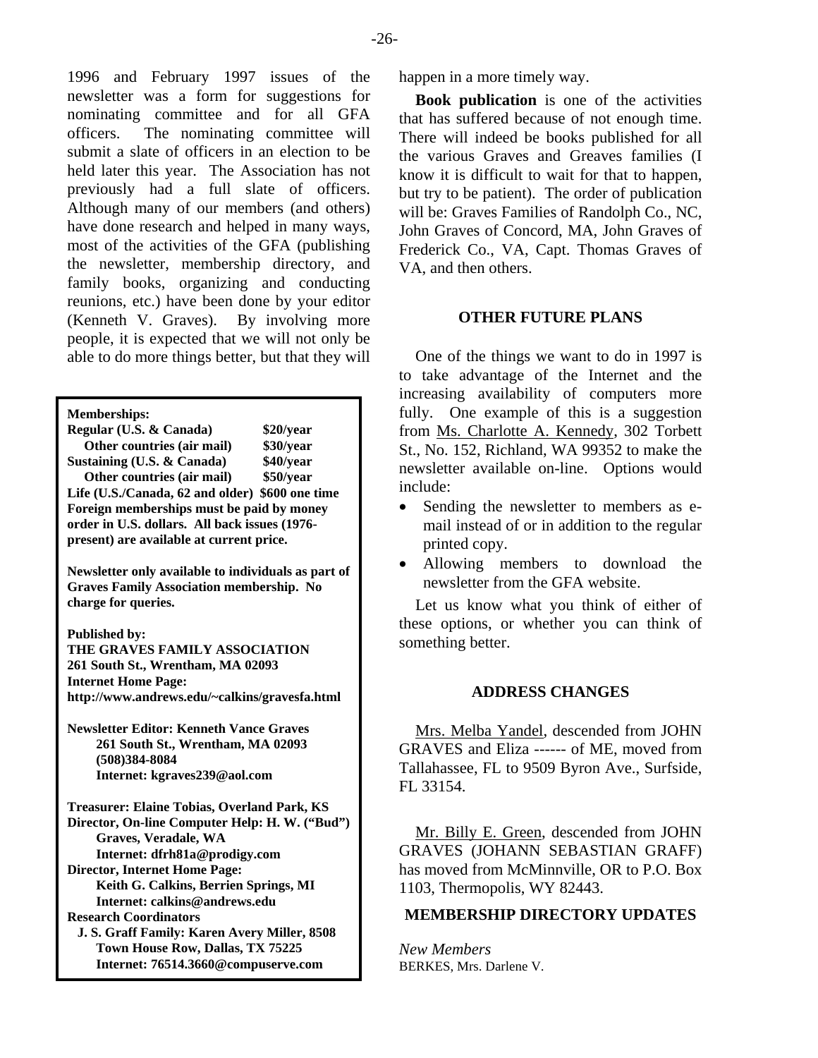1996 and February 1997 issues of the newsletter was a form for suggestions for nominating committee and for all GFA officers. The nominating committee will submit a slate of officers in an election to be held later this year. The Association has not previously had a full slate of officers. Although many of our members (and others) have done research and helped in many ways, most of the activities of the GFA (publishing the newsletter, membership directory, and family books, organizing and conducting reunions, etc.) have been done by your editor (Kenneth V. Graves). By involving more people, it is expected that we will not only be able to do more things better, but that they will happen in a more timely way.

**Book publication** is one of the activities that has suffered because of not enough time. There will indeed be books published for all the various Graves and Greaves families (I know it is difficult to wait for that to happen, but try to be patient). The order of publication will be: Graves Families of Randolph Co., NC, John Graves of Concord, MA, John Graves of Frederick Co., VA, Capt. Thomas Graves of VA, and then others.

**Memberships:**

| | |
|---|---|
| **Regular (U.S. & Canada)** | **$20/year** |
| **Other countries (air mail)** | **$30/year** |
| **Sustaining (U.S. & Canada)** | **$40/year** |
| **Other countries (air mail)** | **$50/year** |
| **Life (U.S./Canada, 62 and older)** | **$600 one time** |

**Foreign memberships must be paid by money order in U.S. dollars. All back issues (1976-present) are available at current price.**

**Newsletter only available to individuals as part of Graves Family Association membership. No charge for queries.**

**Published by:**
**THE GRAVES FAMILY ASSOCIATION**
**261 South St., Wrentham, MA 02093**
**Internet Home Page:**
**http://www.andrews.edu/~calkins/gravesfa.html**

**Newsletter Editor: Kenneth Vance Graves**
**261 South St., Wrentham, MA 02093**
**(508)384-8084**
**Internet: kgraves239@aol.com**

**Treasurer: Elaine Tobias, Overland Park, KS**
**Director, On-line Computer Help: H. W. ("Bud") Graves, Veradale, WA**
**Internet: dfrh81a@prodigy.com**
**Director, Internet Home Page:**
**Keith G. Calkins, Berrien Springs, MI**
**Internet: calkins@andrews.edu**
**Research Coordinators**
**J. S. Graff Family: Karen Avery Miller, 8508 Town House Row, Dallas, TX 75225**
**Internet: 76514.3660@compuserve.com**

## OTHER FUTURE PLANS

One of the things we want to do in 1997 is to take advantage of the Internet and the increasing availability of computers more fully. One example of this is a suggestion from Ms. Charlotte A. Kennedy, 302 Torbett St., No. 152, Richland, WA 99352 to make the newsletter available on-line. Options would include:

- Sending the newsletter to members as e-mail instead of or in addition to the regular printed copy.
- Allowing members to download the newsletter from the GFA website.

Let us know what you think of either of these options, or whether you can think of something better.

## ADDRESS CHANGES

Mrs. Melba Yandel, descended from JOHN GRAVES and Eliza ------ of ME, moved from Tallahassee, FL to 9509 Byron Ave., Surfside, FL 33154.

Mr. Billy E. Green, descended from JOHN GRAVES (JOHANN SEBASTIAN GRAFF) has moved from McMinnville, OR to P.O. Box 1103, Thermopolis, WY 82443.

## MEMBERSHIP DIRECTORY UPDATES

*New Members*

BERKES, Mrs. Darlene V.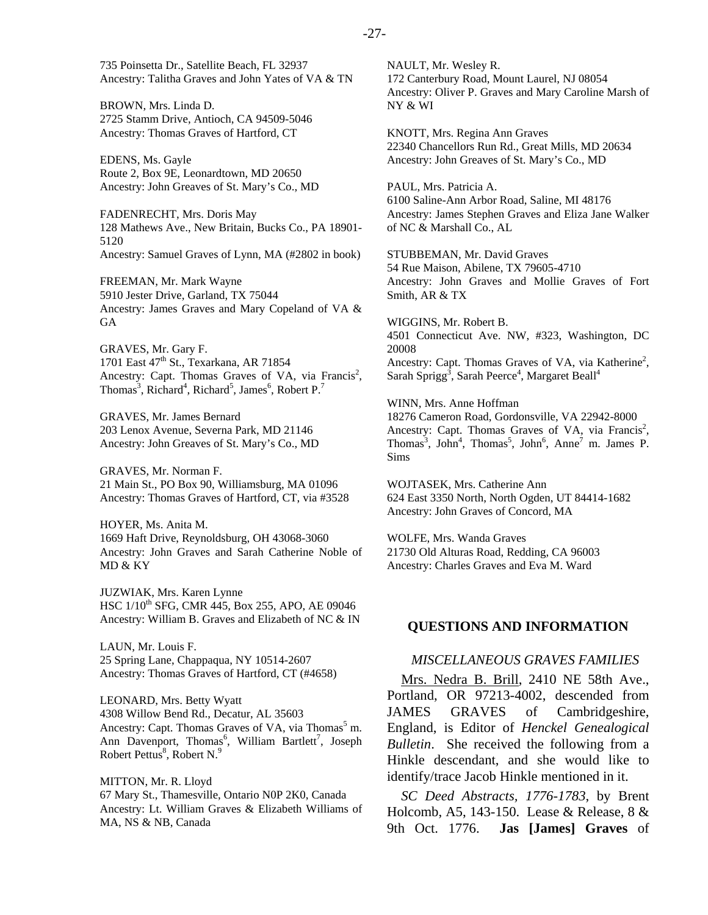735 Poinsetta Dr., Satellite Beach, FL 32937
Ancestry: Talitha Graves and John Yates of VA & TN

BROWN, Mrs. Linda D.
2725 Stamm Drive, Antioch, CA 94509-5046
Ancestry: Thomas Graves of Hartford, CT

EDENS, Ms. Gayle
Route 2, Box 9E, Leonardtown, MD 20650
Ancestry: John Greaves of St. Mary's Co., MD

FADENRECHT, Mrs. Doris May
128 Mathews Ave., New Britain, Bucks Co., PA 18901-5120
Ancestry: Samuel Graves of Lynn, MA (#2802 in book)

FREEMAN, Mr. Mark Wayne
5910 Jester Drive, Garland, TX 75044
Ancestry: James Graves and Mary Copeland of VA & GA

GRAVES, Mr. Gary F.
1701 East 47th St., Texarkana, AR 71854
Ancestry: Capt. Thomas Graves of VA, via Francis[2], Thomas[3], Richard[4], Richard[5], James[6], Robert P.[7]

GRAVES, Mr. James Bernard
203 Lenox Avenue, Severna Park, MD 21146
Ancestry: John Greaves of St. Mary's Co., MD

GRAVES, Mr. Norman F.
21 Main St., PO Box 90, Williamsburg, MA 01096
Ancestry: Thomas Graves of Hartford, CT, via #3528

HOYER, Ms. Anita M.
1669 Haft Drive, Reynoldsburg, OH 43068-3060
Ancestry: John Graves and Sarah Catherine Noble of MD & KY

JUZWIAK, Mrs. Karen Lynne
HSC 1/10th SFG, CMR 445, Box 255, APO, AE 09046
Ancestry: William B. Graves and Elizabeth of NC & IN

LAUN, Mr. Louis F.
25 Spring Lane, Chappaqua, NY 10514-2607
Ancestry: Thomas Graves of Hartford, CT (#4658)

LEONARD, Mrs. Betty Wyatt
4308 Willow Bend Rd., Decatur, AL 35603
Ancestry: Capt. Thomas Graves of VA, via Thomas[5] m. Ann Davenport, Thomas[6], William Bartlett[7], Joseph Robert Pettus[8], Robert N.[9]

MITTON, Mr. R. Lloyd
67 Mary St., Thamesville, Ontario N0P 2K0, Canada
Ancestry: Lt. William Graves & Elizabeth Williams of MA, NS & NB, Canada

NAULT, Mr. Wesley R.
172 Canterbury Road, Mount Laurel, NJ 08054
Ancestry: Oliver P. Graves and Mary Caroline Marsh of NY & WI

KNOTT, Mrs. Regina Ann Graves
22340 Chancellors Run Rd., Great Mills, MD 20634
Ancestry: John Greaves of St. Mary's Co., MD

PAUL, Mrs. Patricia A.
6100 Saline-Ann Arbor Road, Saline, MI 48176
Ancestry: James Stephen Graves and Eliza Jane Walker of NC & Marshall Co., AL

STUBBEMAN, Mr. David Graves
54 Rue Maison, Abilene, TX 79605-4710
Ancestry: John Graves and Mollie Graves of Fort Smith, AR & TX

WIGGINS, Mr. Robert B.
4501 Connecticut Ave. NW, #323, Washington, DC 20008
Ancestry: Capt. Thomas Graves of VA, via Katherine[2], Sarah Sprigg[3], Sarah Peerce[4], Margaret Beall[4]

WINN, Mrs. Anne Hoffman
18276 Cameron Road, Gordonsville, VA 22942-8000
Ancestry: Capt. Thomas Graves of VA, via Francis[2], Thomas[3], John[4], Thomas[5], John[6], Anne[7] m. James P. Sims

WOJTASEK, Mrs. Catherine Ann
624 East 3350 North, North Ogden, UT 84414-1682
Ancestry: John Graves of Concord, MA

WOLFE, Mrs. Wanda Graves
21730 Old Alturas Road, Redding, CA 96003
Ancestry: Charles Graves and Eva M. Ward

## QUESTIONS AND INFORMATION

### *MISCELLANEOUS GRAVES FAMILIES*

Mrs. Nedra B. Brill, 2410 NE 58th Ave., Portland, OR 97213-4002, descended from JAMES GRAVES of Cambridgeshire, England, is Editor of *Henckel Genealogical Bulletin*. She received the following from a Hinkle descendant, and she would like to identify/trace Jacob Hinkle mentioned in it.

*SC Deed Abstracts, 1776-1783*, by Brent Holcomb, A5, 143-150. Lease & Release, 8 & 9th Oct. 1776. **Jas [James] Graves** of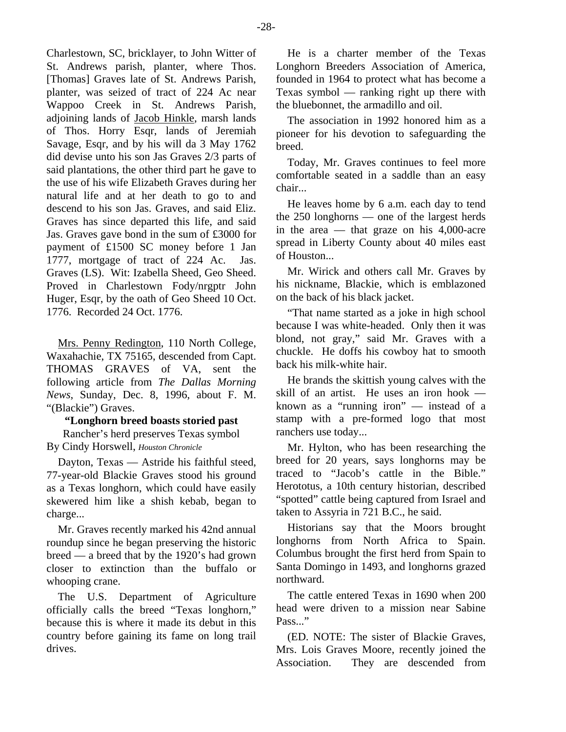Charlestown, SC, bricklayer, to John Witter of St. Andrews parish, planter, where Thos. [Thomas] Graves late of St. Andrews Parish, planter, was seized of tract of 224 Ac near Wappoo Creek in St. Andrews Parish, adjoining lands of Jacob Hinkle, marsh lands of Thos. Horry Esqr, lands of Jeremiah Savage, Esqr, and by his will da 3 May 1762 did devise unto his son Jas Graves 2/3 parts of said plantations, the other third part he gave to the use of his wife Elizabeth Graves during her natural life and at her death to go to and descend to his son Jas. Graves, and said Eliz. Graves has since departed this life, and said Jas. Graves gave bond in the sum of £3000 for payment of £1500 SC money before 1 Jan 1777, mortgage of tract of 224 Ac. Jas. Graves (LS). Wit: Izabella Sheed, Geo Sheed. Proved in Charlestown Fody/nrgptr John Huger, Esqr, by the oath of Geo Sheed 10 Oct. 1776. Recorded 24 Oct. 1776.

Mrs. Penny Redington, 110 North College, Waxahachie, TX 75165, descended from Capt. THOMAS GRAVES of VA, sent the following article from *The Dallas Morning News*, Sunday, Dec. 8, 1996, about F. M. "(Blackie") Graves.

**"Longhorn breed boasts storied past**

Rancher's herd preserves Texas symbol

By Cindy Horswell, *Houston Chronicle*

Dayton, Texas — Astride his faithful steed, 77-year-old Blackie Graves stood his ground as a Texas longhorn, which could have easily skewered him like a shish kebab, began to charge...

Mr. Graves recently marked his 42nd annual roundup since he began preserving the historic breed — a breed that by the 1920's had grown closer to extinction than the buffalo or whooping crane.

The U.S. Department of Agriculture officially calls the breed "Texas longhorn," because this is where it made its debut in this country before gaining its fame on long trail drives.

He is a charter member of the Texas Longhorn Breeders Association of America, founded in 1964 to protect what has become a Texas symbol — ranking right up there with the bluebonnet, the armadillo and oil.

The association in 1992 honored him as a pioneer for his devotion to safeguarding the breed.

Today, Mr. Graves continues to feel more comfortable seated in a saddle than an easy chair...

He leaves home by 6 a.m. each day to tend the 250 longhorns — one of the largest herds in the area — that graze on his 4,000-acre spread in Liberty County about 40 miles east of Houston...

Mr. Wirick and others call Mr. Graves by his nickname, Blackie, which is emblazoned on the back of his black jacket.

"That name started as a joke in high school because I was white-headed. Only then it was blond, not gray," said Mr. Graves with a chuckle. He doffs his cowboy hat to smooth back his milk-white hair.

He brands the skittish young calves with the skill of an artist. He uses an iron hook — known as a "running iron" — instead of a stamp with a pre-formed logo that most ranchers use today...

Mr. Hylton, who has been researching the breed for 20 years, says longhorns may be traced to "Jacob's cattle in the Bible." Herototus, a 10th century historian, described "spotted" cattle being captured from Israel and taken to Assyria in 721 B.C., he said.

Historians say that the Moors brought longhorns from North Africa to Spain. Columbus brought the first herd from Spain to Santa Domingo in 1493, and longhorns grazed northward.

The cattle entered Texas in 1690 when 200 head were driven to a mission near Sabine Pass..."

(ED. NOTE: The sister of Blackie Graves, Mrs. Lois Graves Moore, recently joined the Association. They are descended from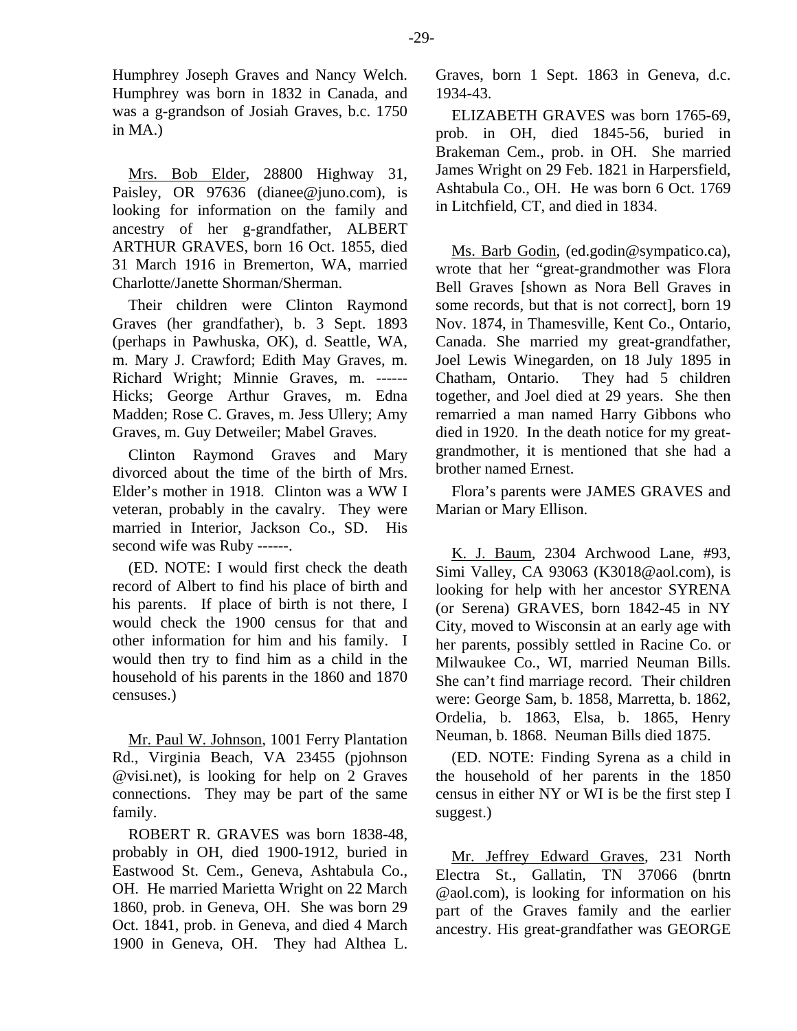Humphrey Joseph Graves and Nancy Welch. Humphrey was born in 1832 in Canada, and was a g-grandson of Josiah Graves, b.c. 1750 in MA.)

Mrs. Bob Elder, 28800 Highway 31, Paisley, OR 97636 (dianee@juno.com), is looking for information on the family and ancestry of her g-grandfather, ALBERT ARTHUR GRAVES, born 16 Oct. 1855, died 31 March 1916 in Bremerton, WA, married Charlotte/Janette Shorman/Sherman.

Their children were Clinton Raymond Graves (her grandfather), b. 3 Sept. 1893 (perhaps in Pawhuska, OK), d. Seattle, WA, m. Mary J. Crawford; Edith May Graves, m. Richard Wright; Minnie Graves, m. ------ Hicks; George Arthur Graves, m. Edna Madden; Rose C. Graves, m. Jess Ullery; Amy Graves, m. Guy Detweiler; Mabel Graves.

Clinton Raymond Graves and Mary divorced about the time of the birth of Mrs. Elder's mother in 1918. Clinton was a WW I veteran, probably in the cavalry. They were married in Interior, Jackson Co., SD. His second wife was Ruby ------.

(ED. NOTE: I would first check the death record of Albert to find his place of birth and his parents. If place of birth is not there, I would check the 1900 census for that and other information for him and his family. I would then try to find him as a child in the household of his parents in the 1860 and 1870 censuses.)

Mr. Paul W. Johnson, 1001 Ferry Plantation Rd., Virginia Beach, VA 23455 (pjohnson @visi.net), is looking for help on 2 Graves connections. They may be part of the same family.

ROBERT R. GRAVES was born 1838-48, probably in OH, died 1900-1912, buried in Eastwood St. Cem., Geneva, Ashtabula Co., OH. He married Marietta Wright on 22 March 1860, prob. in Geneva, OH. She was born 29 Oct. 1841, prob. in Geneva, and died 4 March 1900 in Geneva, OH. They had Althea L. Graves, born 1 Sept. 1863 in Geneva, d.c. 1934-43.

ELIZABETH GRAVES was born 1765-69, prob. in OH, died 1845-56, buried in Brakeman Cem., prob. in OH. She married James Wright on 29 Feb. 1821 in Harpersfield, Ashtabula Co., OH. He was born 6 Oct. 1769 in Litchfield, CT, and died in 1834.

Ms. Barb Godin, (ed.godin@sympatico.ca), wrote that her "great-grandmother was Flora Bell Graves [shown as Nora Bell Graves in some records, but that is not correct], born 19 Nov. 1874, in Thamesville, Kent Co., Ontario, Canada. She married my great-grandfather, Joel Lewis Winegarden, on 18 July 1895 in Chatham, Ontario. They had 5 children together, and Joel died at 29 years. She then remarried a man named Harry Gibbons who died in 1920. In the death notice for my great-grandmother, it is mentioned that she had a brother named Ernest.

Flora's parents were JAMES GRAVES and Marian or Mary Ellison.

K. J. Baum, 2304 Archwood Lane, #93, Simi Valley, CA 93063 (K3018@aol.com), is looking for help with her ancestor SYRENA (or Serena) GRAVES, born 1842-45 in NY City, moved to Wisconsin at an early age with her parents, possibly settled in Racine Co. or Milwaukee Co., WI, married Neuman Bills. She can't find marriage record. Their children were: George Sam, b. 1858, Marretta, b. 1862, Ordelia, b. 1863, Elsa, b. 1865, Henry Neuman, b. 1868. Neuman Bills died 1875.

(ED. NOTE: Finding Syrena as a child in the household of her parents in the 1850 census in either NY or WI is be the first step I suggest.)

Mr. Jeffrey Edward Graves, 231 North Electra St., Gallatin, TN 37066 (bnrtn @aol.com), is looking for information on his part of the Graves family and the earlier ancestry. His great-grandfather was GEORGE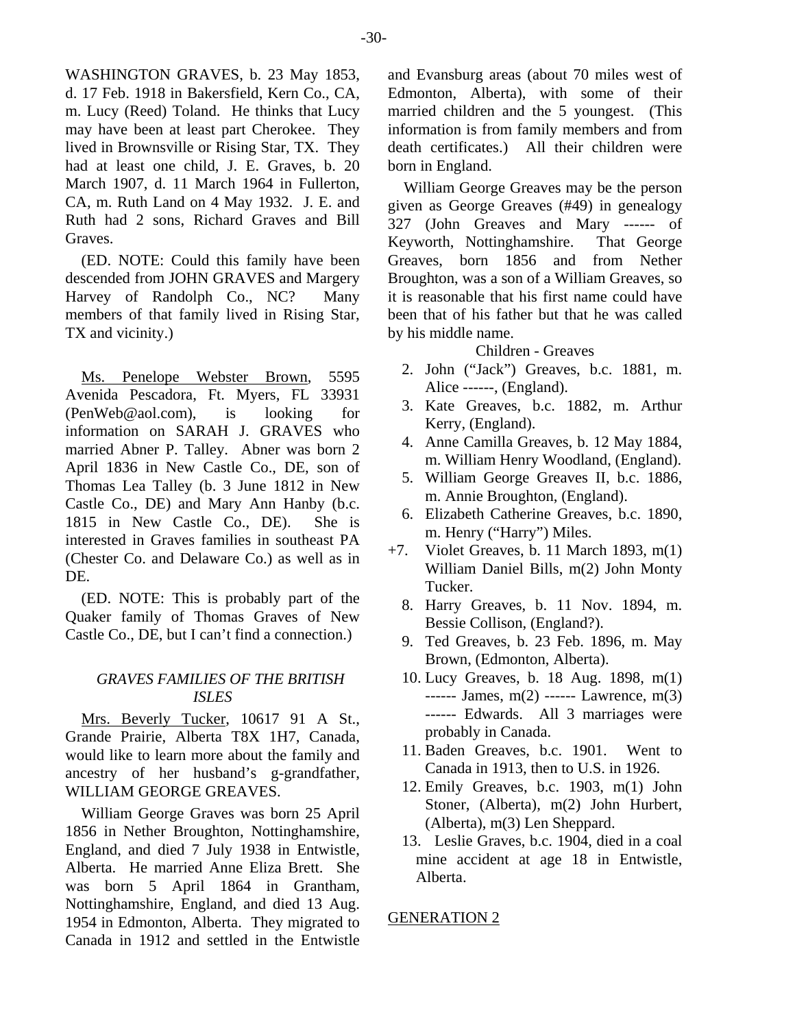WASHINGTON GRAVES, b. 23 May 1853, d. 17 Feb. 1918 in Bakersfield, Kern Co., CA, m. Lucy (Reed) Toland. He thinks that Lucy may have been at least part Cherokee. They lived in Brownsville or Rising Star, TX. They had at least one child, J. E. Graves, b. 20 March 1907, d. 11 March 1964 in Fullerton, CA, m. Ruth Land on 4 May 1932. J. E. and Ruth had 2 sons, Richard Graves and Bill Graves.

(ED. NOTE: Could this family have been descended from JOHN GRAVES and Margery Harvey of Randolph Co., NC? Many members of that family lived in Rising Star, TX and vicinity.)

Ms. Penelope Webster Brown, 5595 Avenida Pescadora, Ft. Myers, FL 33931 (PenWeb@aol.com), is looking for information on SARAH J. GRAVES who married Abner P. Talley. Abner was born 2 April 1836 in New Castle Co., DE, son of Thomas Lea Talley (b. 3 June 1812 in New Castle Co., DE) and Mary Ann Hanby (b.c. 1815 in New Castle Co., DE). She is interested in Graves families in southeast PA (Chester Co. and Delaware Co.) as well as in DE.

(ED. NOTE: This is probably part of the Quaker family of Thomas Graves of New Castle Co., DE, but I can't find a connection.)

### *GRAVES FAMILIES OF THE BRITISH ISLES*

Mrs. Beverly Tucker, 10617 91 A St., Grande Prairie, Alberta T8X 1H7, Canada, would like to learn more about the family and ancestry of her husband's g-grandfather, WILLIAM GEORGE GREAVES.

William George Graves was born 25 April 1856 in Nether Broughton, Nottinghamshire, England, and died 7 July 1938 in Entwistle, Alberta. He married Anne Eliza Brett. She was born 5 April 1864 in Grantham, Nottinghamshire, England, and died 13 Aug. 1954 in Edmonton, Alberta. They migrated to Canada in 1912 and settled in the Entwistle and Evansburg areas (about 70 miles west of Edmonton, Alberta), with some of their married children and the 5 youngest. (This information is from family members and from death certificates.) All their children were born in England.

William George Greaves may be the person given as George Greaves (#49) in genealogy 327 (John Greaves and Mary ------ of Keyworth, Nottinghamshire. That George Greaves, born 1856 and from Nether Broughton, was a son of a William Greaves, so it is reasonable that his first name could have been that of his father but that he was called by his middle name.

Children - Greaves

2. John ("Jack") Greaves, b.c. 1881, m. Alice ------, (England).
3. Kate Greaves, b.c. 1882, m. Arthur Kerry, (England).
4. Anne Camilla Greaves, b. 12 May 1884, m. William Henry Woodland, (England).
5. William George Greaves II, b.c. 1886, m. Annie Broughton, (England).
6. Elizabeth Catherine Greaves, b.c. 1890, m. Henry ("Harry") Miles.

+7. Violet Greaves, b. 11 March 1893, m(1) William Daniel Bills, m(2) John Monty Tucker.

8. Harry Greaves, b. 11 Nov. 1894, m. Bessie Collison, (England?).
9. Ted Greaves, b. 23 Feb. 1896, m. May Brown, (Edmonton, Alberta).
10. Lucy Greaves, b. 18 Aug. 1898, m(1) ------ James, m(2) ------ Lawrence, m(3) ------ Edwards. All 3 marriages were probably in Canada.
11. Baden Greaves, b.c. 1901. Went to Canada in 1913, then to U.S. in 1926.
12. Emily Greaves, b.c. 1903, m(1) John Stoner, (Alberta), m(2) John Hurbert, (Alberta), m(3) Len Sheppard.
13. Leslie Graves, b.c. 1904, died in a coal mine accident at age 18 in Entwistle, Alberta.

GENERATION 2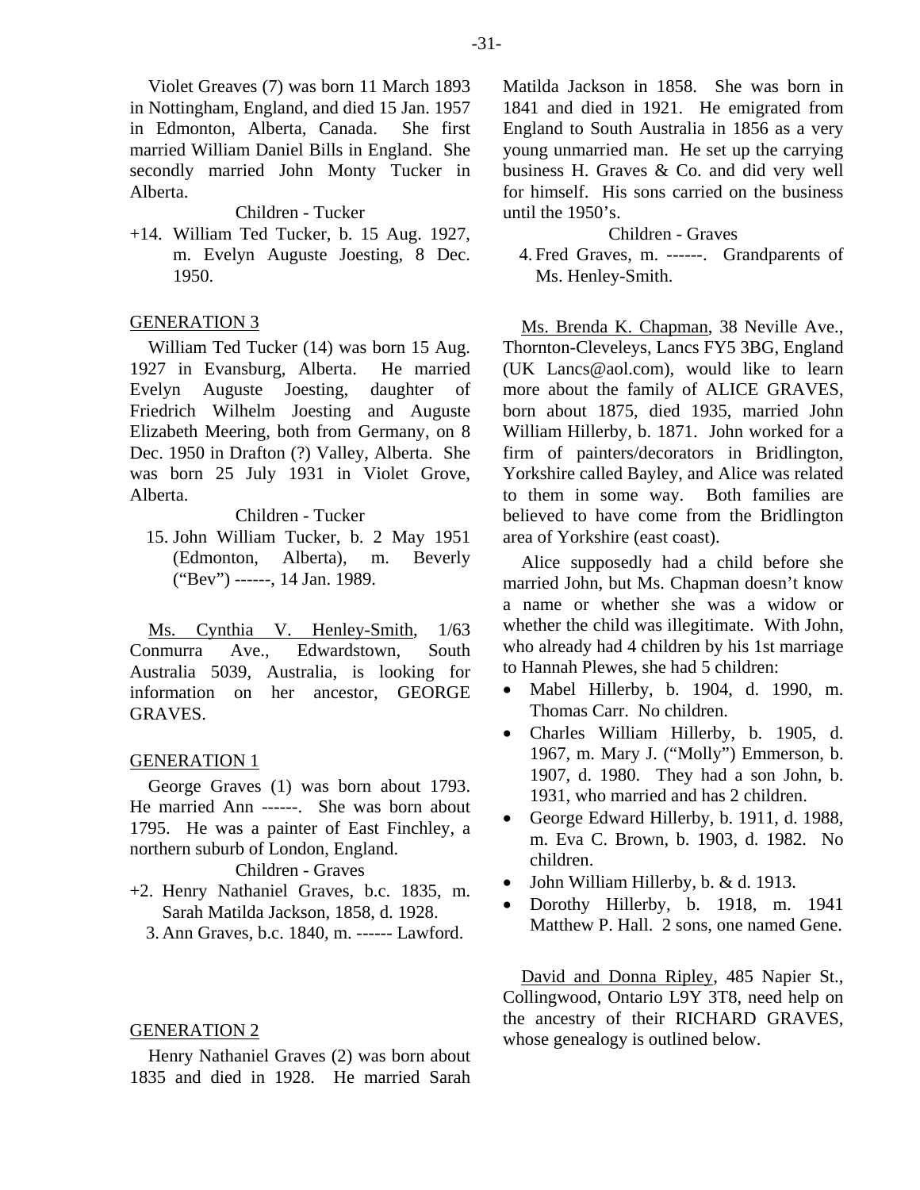Violet Greaves (7) was born 11 March 1893 in Nottingham, England, and died 15 Jan. 1957 in Edmonton, Alberta, Canada. She first married William Daniel Bills in England. She secondly married John Monty Tucker in Alberta.

Children - Tucker

+14. William Ted Tucker, b. 15 Aug. 1927, m. Evelyn Auguste Joesting, 8 Dec. 1950.

## GENERATION 3

William Ted Tucker (14) was born 15 Aug. 1927 in Evansburg, Alberta. He married Evelyn Auguste Joesting, daughter of Friedrich Wilhelm Joesting and Auguste Elizabeth Meering, both from Germany, on 8 Dec. 1950 in Drafton (?) Valley, Alberta. She was born 25 July 1931 in Violet Grove, Alberta.

Children - Tucker

15. John William Tucker, b. 2 May 1951 (Edmonton, Alberta), m. Beverly ("Bev") ------, 14 Jan. 1989.

Ms. Cynthia V. Henley-Smith, 1/63 Conmurra Ave., Edwardstown, South Australia 5039, Australia, is looking for information on her ancestor, GEORGE GRAVES.

## GENERATION 1

George Graves (1) was born about 1793. He married Ann ------. She was born about 1795. He was a painter of East Finchley, a northern suburb of London, England.

Children - Graves

+2. Henry Nathaniel Graves, b.c. 1835, m. Sarah Matilda Jackson, 1858, d. 1928.

3. Ann Graves, b.c. 1840, m. ------ Lawford.

## GENERATION 2

Henry Nathaniel Graves (2) was born about 1835 and died in 1928. He married Sarah Matilda Jackson in 1858. She was born in 1841 and died in 1921. He emigrated from England to South Australia in 1856 as a very young unmarried man. He set up the carrying business H. Graves & Co. and did very well for himself. His sons carried on the business until the 1950's.

Children - Graves

4. Fred Graves, m. ------. Grandparents of Ms. Henley-Smith.

Ms. Brenda K. Chapman, 38 Neville Ave., Thornton-Cleveleys, Lancs FY5 3BG, England (UK Lancs@aol.com), would like to learn more about the family of ALICE GRAVES, born about 1875, died 1935, married John William Hillerby, b. 1871. John worked for a firm of painters/decorators in Bridlington, Yorkshire called Bayley, and Alice was related to them in some way. Both families are believed to have come from the Bridlington area of Yorkshire (east coast).

Alice supposedly had a child before she married John, but Ms. Chapman doesn't know a name or whether she was a widow or whether the child was illegitimate. With John, who already had 4 children by his 1st marriage to Hannah Plewes, she had 5 children:

- Mabel Hillerby, b. 1904, d. 1990, m. Thomas Carr. No children.
- Charles William Hillerby, b. 1905, d. 1967, m. Mary J. ("Molly") Emmerson, b. 1907, d. 1980. They had a son John, b. 1931, who married and has 2 children.
- George Edward Hillerby, b. 1911, d. 1988, m. Eva C. Brown, b. 1903, d. 1982. No children.
- John William Hillerby, b. & d. 1913.
- Dorothy Hillerby, b. 1918, m. 1941 Matthew P. Hall. 2 sons, one named Gene.

David and Donna Ripley, 485 Napier St., Collingwood, Ontario L9Y 3T8, need help on the ancestry of their RICHARD GRAVES, whose genealogy is outlined below.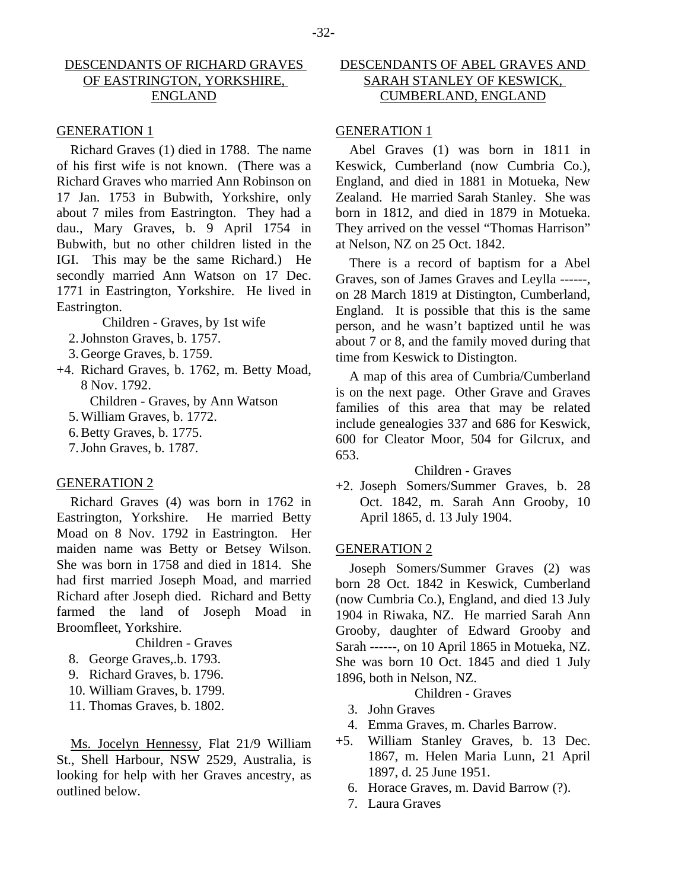## DESCENDANTS OF RICHARD GRAVES OF EASTRINGTON, YORKSHIRE, ENGLAND

### GENERATION 1

Richard Graves (1) died in 1788. The name of his first wife is not known. (There was a Richard Graves who married Ann Robinson on 17 Jan. 1753 in Bubwith, Yorkshire, only about 7 miles from Eastrington. They had a dau., Mary Graves, b. 9 April 1754 in Bubwith, but no other children listed in the IGI. This may be the same Richard.) He secondly married Ann Watson on 17 Dec. 1771 in Eastrington, Yorkshire. He lived in Eastrington.

Children - Graves, by 1st wife

- 2. Johnston Graves, b. 1757.
- 3. George Graves, b. 1759.
- +4. Richard Graves, b. 1762, m. Betty Moad, 8 Nov. 1792.

Children - Graves, by Ann Watson

- 5. William Graves, b. 1772.
- 6. Betty Graves, b. 1775.
- 7. John Graves, b. 1787.

### GENERATION 2

Richard Graves (4) was born in 1762 in Eastrington, Yorkshire. He married Betty Moad on 8 Nov. 1792 in Eastrington. Her maiden name was Betty or Betsey Wilson. She was born in 1758 and died in 1814. She had first married Joseph Moad, and married Richard after Joseph died. Richard and Betty farmed the land of Joseph Moad in Broomfleet, Yorkshire.

Children - Graves

- 8. George Graves,.b. 1793.
- 9. Richard Graves, b. 1796.
- 10. William Graves, b. 1799.
- 11. Thomas Graves, b. 1802.

Ms. Jocelyn Hennessy, Flat 21/9 William St., Shell Harbour, NSW 2529, Australia, is looking for help with her Graves ancestry, as outlined below.

## DESCENDANTS OF ABEL GRAVES AND SARAH STANLEY OF KESWICK, CUMBERLAND, ENGLAND

### GENERATION 1

Abel Graves (1) was born in 1811 in Keswick, Cumberland (now Cumbria Co.), England, and died in 1881 in Motueka, New Zealand. He married Sarah Stanley. She was born in 1812, and died in 1879 in Motueka. They arrived on the vessel "Thomas Harrison" at Nelson, NZ on 25 Oct. 1842.

There is a record of baptism for a Abel Graves, son of James Graves and Leylla ------, on 28 March 1819 at Distington, Cumberland, England. It is possible that this is the same person, and he wasn't baptized until he was about 7 or 8, and the family moved during that time from Keswick to Distington.

A map of this area of Cumbria/Cumberland is on the next page. Other Grave and Graves families of this area that may be related include genealogies 337 and 686 for Keswick, 600 for Cleator Moor, 504 for Gilcrux, and 653.

Children - Graves

- +2. Joseph Somers/Summer Graves, b. 28 Oct. 1842, m. Sarah Ann Grooby, 10 April 1865, d. 13 July 1904.

### GENERATION 2

Joseph Somers/Summer Graves (2) was born 28 Oct. 1842 in Keswick, Cumberland (now Cumbria Co.), England, and died 13 July 1904 in Riwaka, NZ. He married Sarah Ann Grooby, daughter of Edward Grooby and Sarah ------, on 10 April 1865 in Motueka, NZ. She was born 10 Oct. 1845 and died 1 July 1896, both in Nelson, NZ.

Children - Graves

- 3. John Graves
- 4. Emma Graves, m. Charles Barrow.
- +5. William Stanley Graves, b. 13 Dec. 1867, m. Helen Maria Lunn, 21 April 1897, d. 25 June 1951.
- 6. Horace Graves, m. David Barrow (?).
- 7. Laura Graves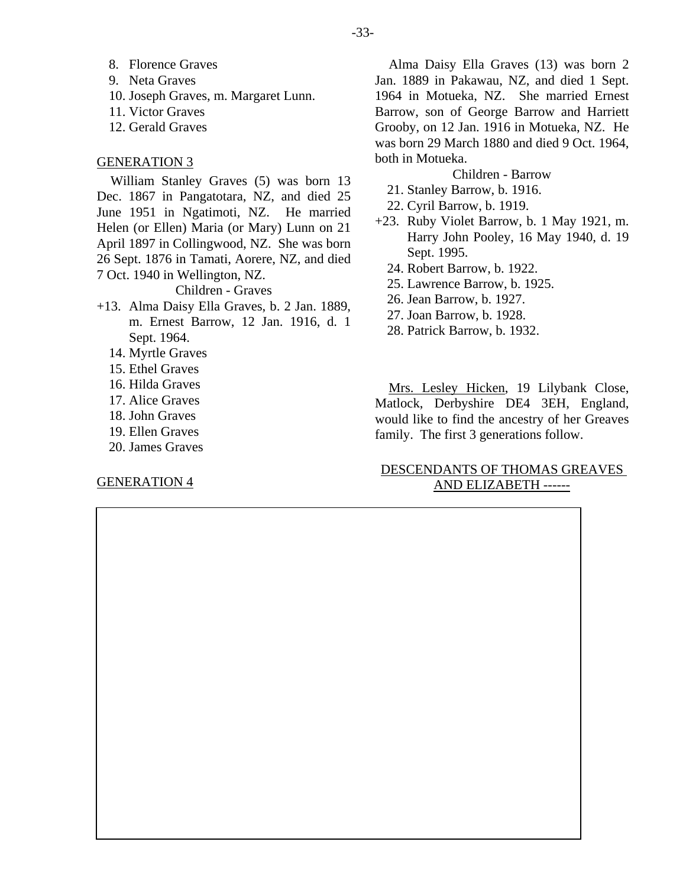8. Florence Graves
9. Neta Graves
10. Joseph Graves, m. Margaret Lunn.
11. Victor Graves
12. Gerald Graves

GENERATION 3

William Stanley Graves (5) was born 13 Dec. 1867 in Pangatotara, NZ, and died 25 June 1951 in Ngatimoti, NZ. He married Helen (or Ellen) Maria (or Mary) Lunn on 21 April 1897 in Collingwood, NZ. She was born 26 Sept. 1876 in Tamati, Aorere, NZ, and died 7 Oct. 1940 in Wellington, NZ.

Children - Graves

+13. Alma Daisy Ella Graves, b. 2 Jan. 1889, m. Ernest Barrow, 12 Jan. 1916, d. 1 Sept. 1964.
14. Myrtle Graves
15. Ethel Graves
16. Hilda Graves
17. Alice Graves
18. John Graves
19. Ellen Graves
20. James Graves

GENERATION 4

Alma Daisy Ella Graves (13) was born 2 Jan. 1889 in Pakawau, NZ, and died 1 Sept. 1964 in Motueka, NZ. She married Ernest Barrow, son of George Barrow and Harriett Grooby, on 12 Jan. 1916 in Motueka, NZ. He was born 29 March 1880 and died 9 Oct. 1964, both in Motueka.

Children - Barrow

21. Stanley Barrow, b. 1916.
22. Cyril Barrow, b. 1919.
+23. Ruby Violet Barrow, b. 1 May 1921, m. Harry John Pooley, 16 May 1940, d. 19 Sept. 1995.
24. Robert Barrow, b. 1922.
25. Lawrence Barrow, b. 1925.
26. Jean Barrow, b. 1927.
27. Joan Barrow, b. 1928.
28. Patrick Barrow, b. 1932.

Mrs. Lesley Hicken, 19 Lilybank Close, Matlock, Derbyshire DE4 3EH, England, would like to find the ancestry of her Greaves family. The first 3 generations follow.

DESCENDANTS OF THOMAS GREAVES AND ELIZABETH ------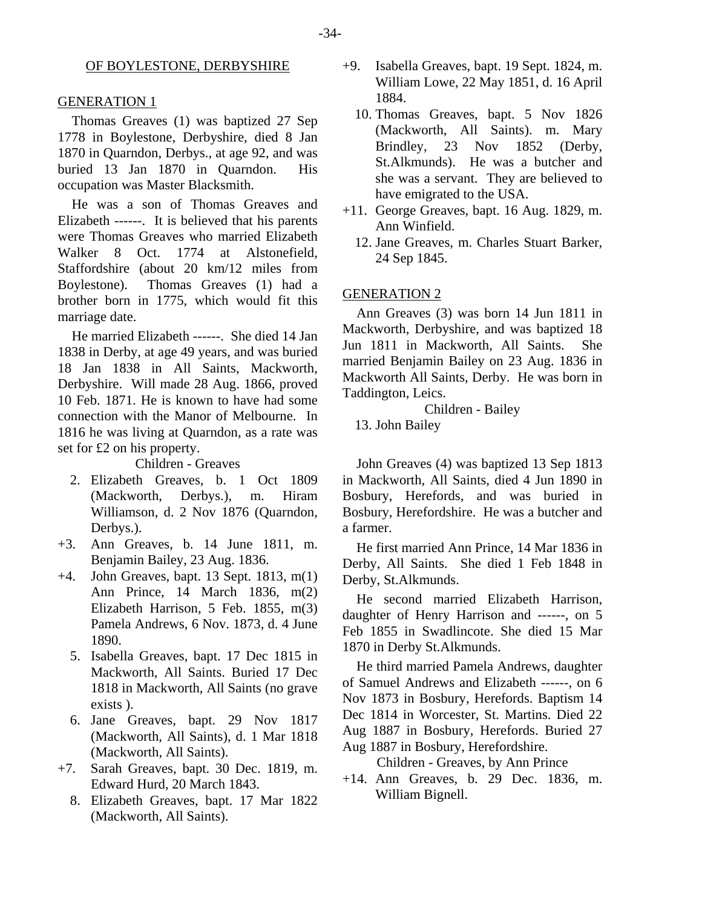## OF BOYLESTONE, DERBYSHIRE

### GENERATION 1

Thomas Greaves (1) was baptized 27 Sep 1778 in Boylestone, Derbyshire, died 8 Jan 1870 in Quarndon, Derbys., at age 92, and was buried 13 Jan 1870 in Quarndon. His occupation was Master Blacksmith.

He was a son of Thomas Greaves and Elizabeth ------. It is believed that his parents were Thomas Greaves who married Elizabeth Walker 8 Oct. 1774 at Alstonefield, Staffordshire (about 20 km/12 miles from Boylestone). Thomas Greaves (1) had a brother born in 1775, which would fit this marriage date.

He married Elizabeth ------. She died 14 Jan 1838 in Derby, at age 49 years, and was buried 18 Jan 1838 in All Saints, Mackworth, Derbyshire. Will made 28 Aug. 1866, proved 10 Feb. 1871. He is known to have had some connection with the Manor of Melbourne. In 1816 he was living at Quarndon, as a rate was set for £2 on his property.

Children - Greaves

- 2. Elizabeth Greaves, b. 1 Oct 1809 (Mackworth, Derbys.), m. Hiram Williamson, d. 2 Nov 1876 (Quarndon, Derbys.).
- +3. Ann Greaves, b. 14 June 1811, m. Benjamin Bailey, 23 Aug. 1836.
- +4. John Greaves, bapt. 13 Sept. 1813, m(1) Ann Prince, 14 March 1836, m(2) Elizabeth Harrison, 5 Feb. 1855, m(3) Pamela Andrews, 6 Nov. 1873, d. 4 June 1890.
- 5. Isabella Greaves, bapt. 17 Dec 1815 in Mackworth, All Saints. Buried 17 Dec 1818 in Mackworth, All Saints (no grave exists ).
- 6. Jane Greaves, bapt. 29 Nov 1817 (Mackworth, All Saints), d. 1 Mar 1818 (Mackworth, All Saints).
- +7. Sarah Greaves, bapt. 30 Dec. 1819, m. Edward Hurd, 20 March 1843.
- 8. Elizabeth Greaves, bapt. 17 Mar 1822 (Mackworth, All Saints).
- +9. Isabella Greaves, bapt. 19 Sept. 1824, m. William Lowe, 22 May 1851, d. 16 April 1884.
- 10. Thomas Greaves, bapt. 5 Nov 1826 (Mackworth, All Saints). m. Mary Brindley, 23 Nov 1852 (Derby, St.Alkmunds). He was a butcher and she was a servant. They are believed to have emigrated to the USA.
- +11. George Greaves, bapt. 16 Aug. 1829, m. Ann Winfield.
- 12. Jane Greaves, m. Charles Stuart Barker, 24 Sep 1845.

### GENERATION 2

Ann Greaves (3) was born 14 Jun 1811 in Mackworth, Derbyshire, and was baptized 18 Jun 1811 in Mackworth, All Saints. She married Benjamin Bailey on 23 Aug. 1836 in Mackworth All Saints, Derby. He was born in Taddington, Leics.

Children - Bailey

- 13. John Bailey

John Greaves (4) was baptized 13 Sep 1813 in Mackworth, All Saints, died 4 Jun 1890 in Bosbury, Herefords, and was buried in Bosbury, Herefordshire. He was a butcher and a farmer.

He first married Ann Prince, 14 Mar 1836 in Derby, All Saints. She died 1 Feb 1848 in Derby, St.Alkmunds.

He second married Elizabeth Harrison, daughter of Henry Harrison and ------, on 5 Feb 1855 in Swadlincote. She died 15 Mar 1870 in Derby St.Alkmunds.

He third married Pamela Andrews, daughter of Samuel Andrews and Elizabeth ------, on 6 Nov 1873 in Bosbury, Herefords. Baptism 14 Dec 1814 in Worcester, St. Martins. Died 22 Aug 1887 in Bosbury, Herefords. Buried 27 Aug 1887 in Bosbury, Herefordshire.

Children - Greaves, by Ann Prince

- +14. Ann Greaves, b. 29 Dec. 1836, m. William Bignell.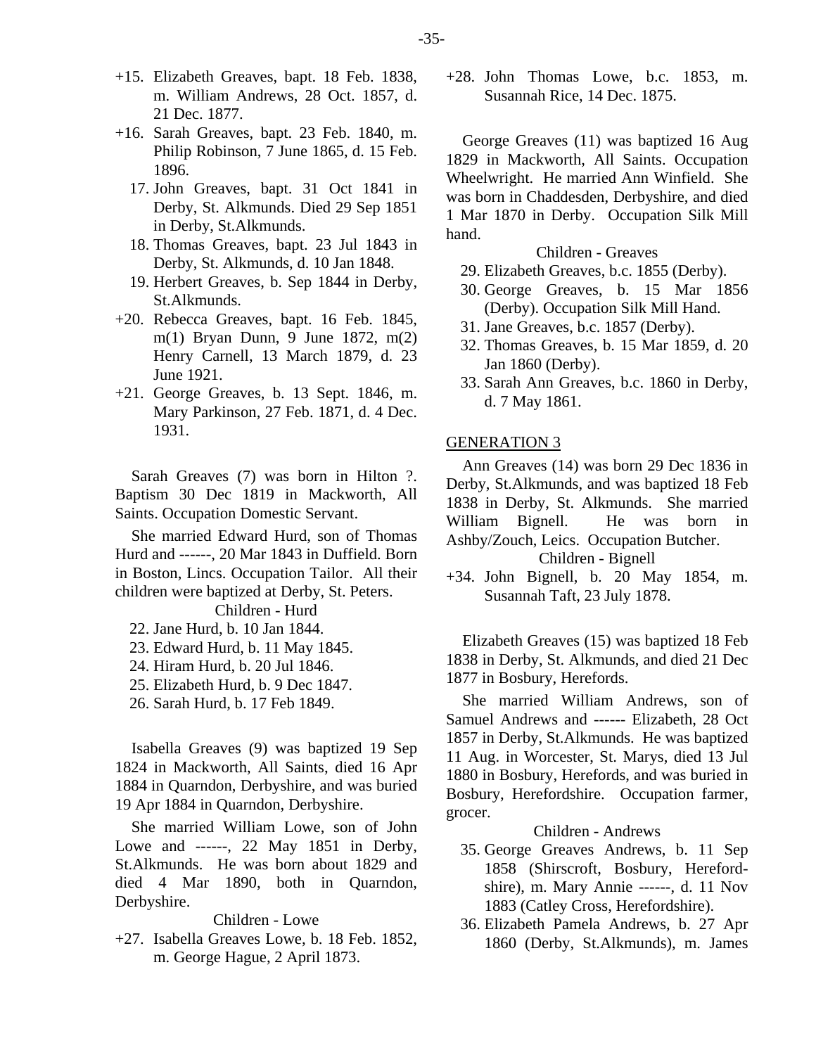+15. Elizabeth Greaves, bapt. 18 Feb. 1838, m. William Andrews, 28 Oct. 1857, d. 21 Dec. 1877.

+16. Sarah Greaves, bapt. 23 Feb. 1840, m. Philip Robinson, 7 June 1865, d. 15 Feb. 1896.

17. John Greaves, bapt. 31 Oct 1841 in Derby, St. Alkmunds. Died 29 Sep 1851 in Derby, St.Alkmunds.

18. Thomas Greaves, bapt. 23 Jul 1843 in Derby, St. Alkmunds, d. 10 Jan 1848.

19. Herbert Greaves, b. Sep 1844 in Derby, St.Alkmunds.

+20. Rebecca Greaves, bapt. 16 Feb. 1845, m(1) Bryan Dunn, 9 June 1872, m(2) Henry Carnell, 13 March 1879, d. 23 June 1921.

+21. George Greaves, b. 13 Sept. 1846, m. Mary Parkinson, 27 Feb. 1871, d. 4 Dec. 1931.

Sarah Greaves (7) was born in Hilton ?. Baptism 30 Dec 1819 in Mackworth, All Saints. Occupation Domestic Servant.

She married Edward Hurd, son of Thomas Hurd and ------, 20 Mar 1843 in Duffield. Born in Boston, Lincs. Occupation Tailor. All their children were baptized at Derby, St. Peters.

Children - Hurd

22. Jane Hurd, b. 10 Jan 1844.
23. Edward Hurd, b. 11 May 1845.
24. Hiram Hurd, b. 20 Jul 1846.
25. Elizabeth Hurd, b. 9 Dec 1847.
26. Sarah Hurd, b. 17 Feb 1849.

Isabella Greaves (9) was baptized 19 Sep 1824 in Mackworth, All Saints, died 16 Apr 1884 in Quarndon, Derbyshire, and was buried 19 Apr 1884 in Quarndon, Derbyshire.

She married William Lowe, son of John Lowe and ------, 22 May 1851 in Derby, St.Alkmunds. He was born about 1829 and died 4 Mar 1890, both in Quarndon, Derbyshire.

Children - Lowe

+27. Isabella Greaves Lowe, b. 18 Feb. 1852, m. George Hague, 2 April 1873.

+28. John Thomas Lowe, b.c. 1853, m. Susannah Rice, 14 Dec. 1875.

George Greaves (11) was baptized 16 Aug 1829 in Mackworth, All Saints. Occupation Wheelwright. He married Ann Winfield. She was born in Chaddesden, Derbyshire, and died 1 Mar 1870 in Derby. Occupation Silk Mill hand.

Children - Greaves

29. Elizabeth Greaves, b.c. 1855 (Derby).
30. George Greaves, b. 15 Mar 1856 (Derby). Occupation Silk Mill Hand.
31. Jane Greaves, b.c. 1857 (Derby).
32. Thomas Greaves, b. 15 Mar 1859, d. 20 Jan 1860 (Derby).
33. Sarah Ann Greaves, b.c. 1860 in Derby, d. 7 May 1861.

## GENERATION 3

Ann Greaves (14) was born 29 Dec 1836 in Derby, St.Alkmunds, and was baptized 18 Feb 1838 in Derby, St. Alkmunds. She married William Bignell. He was born in Ashby/Zouch, Leics. Occupation Butcher.

Children - Bignell

+34. John Bignell, b. 20 May 1854, m. Susannah Taft, 23 July 1878.

Elizabeth Greaves (15) was baptized 18 Feb 1838 in Derby, St. Alkmunds, and died 21 Dec 1877 in Bosbury, Herefords.

She married William Andrews, son of Samuel Andrews and ------ Elizabeth, 28 Oct 1857 in Derby, St.Alkmunds. He was baptized 11 Aug. in Worcester, St. Marys, died 13 Jul 1880 in Bosbury, Herefords, and was buried in Bosbury, Herefordshire. Occupation farmer, grocer.

Children - Andrews

35. George Greaves Andrews, b. 11 Sep 1858 (Shirscroft, Bosbury, Herefordshire), m. Mary Annie ------, d. 11 Nov 1883 (Catley Cross, Herefordshire).
36. Elizabeth Pamela Andrews, b. 27 Apr 1860 (Derby, St.Alkmunds), m. James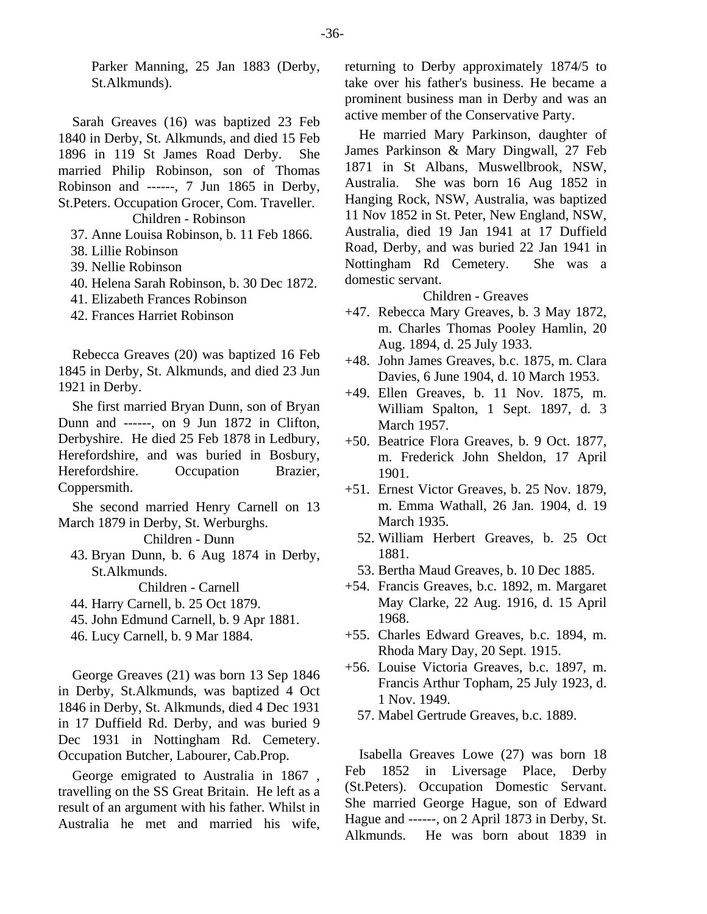Parker Manning, 25 Jan 1883 (Derby, St.Alkmunds).

Sarah Greaves (16) was baptized 23 Feb 1840 in Derby, St. Alkmunds, and died 15 Feb 1896 in 119 St James Road Derby. She married Philip Robinson, son of Thomas Robinson and ------, 7 Jun 1865 in Derby, St.Peters. Occupation Grocer, Com. Traveller.

Children - Robinson

37. Anne Louisa Robinson, b. 11 Feb 1866.
38. Lillie Robinson
39. Nellie Robinson
40. Helena Sarah Robinson, b. 30 Dec 1872.
41. Elizabeth Frances Robinson
42. Frances Harriet Robinson

Rebecca Greaves (20) was baptized 16 Feb 1845 in Derby, St. Alkmunds, and died 23 Jun 1921 in Derby.

She first married Bryan Dunn, son of Bryan Dunn and ------, on 9 Jun 1872 in Clifton, Derbyshire. He died 25 Feb 1878 in Ledbury, Herefordshire, and was buried in Bosbury, Herefordshire. Occupation Brazier, Coppersmith.

She second married Henry Carnell on 13 March 1879 in Derby, St. Werburghs.

Children - Dunn

43. Bryan Dunn, b. 6 Aug 1874 in Derby, St.Alkmunds.

Children - Carnell

44. Harry Carnell, b. 25 Oct 1879.
45. John Edmund Carnell, b. 9 Apr 1881.
46. Lucy Carnell, b. 9 Mar 1884.

George Greaves (21) was born 13 Sep 1846 in Derby, St.Alkmunds, was baptized 4 Oct 1846 in Derby, St. Alkmunds, died 4 Dec 1931 in 17 Duffield Rd. Derby, and was buried 9 Dec 1931 in Nottingham Rd. Cemetery. Occupation Butcher, Labourer, Cab.Prop.

George emigrated to Australia in 1867 , travelling on the SS Great Britain. He left as a result of an argument with his father. Whilst in Australia he met and married his wife, returning to Derby approximately 1874/5 to take over his father's business. He became a prominent business man in Derby and was an active member of the Conservative Party.

He married Mary Parkinson, daughter of James Parkinson & Mary Dingwall, 27 Feb 1871 in St Albans, Muswellbrook, NSW, Australia. She was born 16 Aug 1852 in Hanging Rock, NSW, Australia, was baptized 11 Nov 1852 in St. Peter, New England, NSW, Australia, died 19 Jan 1941 at 17 Duffield Road, Derby, and was buried 22 Jan 1941 in Nottingham Rd Cemetery. She was a domestic servant.

Children - Greaves

+47. Rebecca Mary Greaves, b. 3 May 1872, m. Charles Thomas Pooley Hamlin, 20 Aug. 1894, d. 25 July 1933.
+48. John James Greaves, b.c. 1875, m. Clara Davies, 6 June 1904, d. 10 March 1953.
+49. Ellen Greaves, b. 11 Nov. 1875, m. William Spalton, 1 Sept. 1897, d. 3 March 1957.
+50. Beatrice Flora Greaves, b. 9 Oct. 1877, m. Frederick John Sheldon, 17 April 1901.
+51. Ernest Victor Greaves, b. 25 Nov. 1879, m. Emma Wathall, 26 Jan. 1904, d. 19 March 1935.
52. William Herbert Greaves, b. 25 Oct 1881.
53. Bertha Maud Greaves, b. 10 Dec 1885.
+54. Francis Greaves, b.c. 1892, m. Margaret May Clarke, 22 Aug. 1916, d. 15 April 1968.
+55. Charles Edward Greaves, b.c. 1894, m. Rhoda Mary Day, 20 Sept. 1915.
+56. Louise Victoria Greaves, b.c. 1897, m. Francis Arthur Topham, 25 July 1923, d. 1 Nov. 1949.
57. Mabel Gertrude Greaves, b.c. 1889.

Isabella Greaves Lowe (27) was born 18 Feb 1852 in Liversage Place, Derby (St.Peters). Occupation Domestic Servant. She married George Hague, son of Edward Hague and ------, on 2 April 1873 in Derby, St. Alkmunds. He was born about 1839 in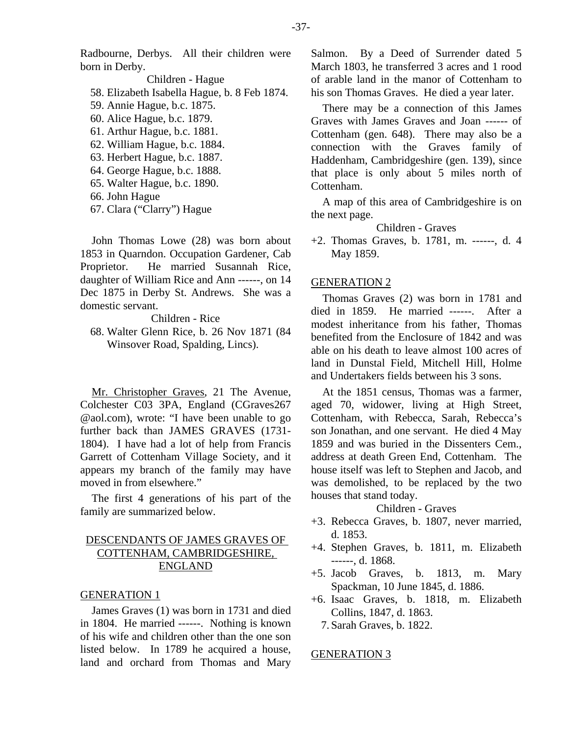Radbourne, Derbys. All their children were born in Derby.

Children - Hague

58. Elizabeth Isabella Hague, b. 8 Feb 1874.
59. Annie Hague, b.c. 1875.
60. Alice Hague, b.c. 1879.
61. Arthur Hague, b.c. 1881.
62. William Hague, b.c. 1884.
63. Herbert Hague, b.c. 1887.
64. George Hague, b.c. 1888.
65. Walter Hague, b.c. 1890.
66. John Hague
67. Clara ("Clarry") Hague

John Thomas Lowe (28) was born about 1853 in Quarndon. Occupation Gardener, Cab Proprietor. He married Susannah Rice, daughter of William Rice and Ann ------, on 14 Dec 1875 in Derby St. Andrews. She was a domestic servant.

Children - Rice

68. Walter Glenn Rice, b. 26 Nov 1871 (84 Winsover Road, Spalding, Lincs).

Mr. Christopher Graves, 21 The Avenue, Colchester C03 3PA, England (CGraves267 @aol.com), wrote: "I have been unable to go further back than JAMES GRAVES (1731-1804). I have had a lot of help from Francis Garrett of Cottenham Village Society, and it appears my branch of the family may have moved in from elsewhere."

The first 4 generations of his part of the family are summarized below.

## DESCENDANTS OF JAMES GRAVES OF COTTENHAM, CAMBRIDGESHIRE, ENGLAND

### GENERATION 1

James Graves (1) was born in 1731 and died in 1804. He married ------. Nothing is known of his wife and children other than the one son listed below. In 1789 he acquired a house, land and orchard from Thomas and Mary Salmon. By a Deed of Surrender dated 5 March 1803, he transferred 3 acres and 1 rood of arable land in the manor of Cottenham to his son Thomas Graves. He died a year later.

There may be a connection of this James Graves with James Graves and Joan ------ of Cottenham (gen. 648). There may also be a connection with the Graves family of Haddenham, Cambridgeshire (gen. 139), since that place is only about 5 miles north of Cottenham.

A map of this area of Cambridgeshire is on the next page.

Children - Graves

+2. Thomas Graves, b. 1781, m. ------, d. 4 May 1859.

### GENERATION 2

Thomas Graves (2) was born in 1781 and died in 1859. He married ------. After a modest inheritance from his father, Thomas benefited from the Enclosure of 1842 and was able on his death to leave almost 100 acres of land in Dunstal Field, Mitchell Hill, Holme and Undertakers fields between his 3 sons.

At the 1851 census, Thomas was a farmer, aged 70, widower, living at High Street, Cottenham, with Rebecca, Sarah, Rebecca's son Jonathan, and one servant. He died 4 May 1859 and was buried in the Dissenters Cem., address at death Green End, Cottenham. The house itself was left to Stephen and Jacob, and was demolished, to be replaced by the two houses that stand today.

Children - Graves

+3. Rebecca Graves, b. 1807, never married, d. 1853.
+4. Stephen Graves, b. 1811, m. Elizabeth ------, d. 1868.
+5. Jacob Graves, b. 1813, m. Mary Spackman, 10 June 1845, d. 1886.
+6. Isaac Graves, b. 1818, m. Elizabeth Collins, 1847, d. 1863.
7. Sarah Graves, b. 1822.

### GENERATION 3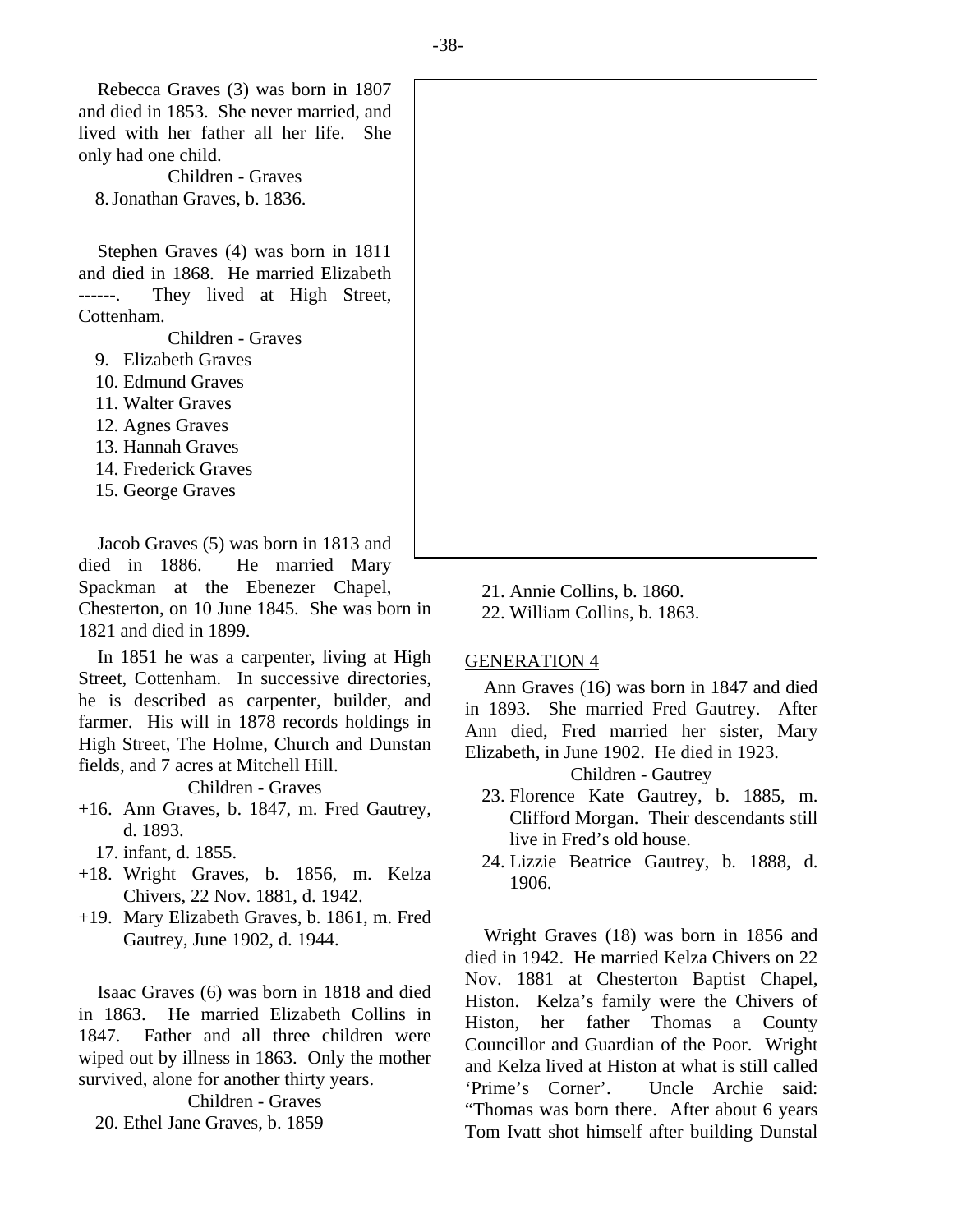Rebecca Graves (3) was born in 1807 and died in 1853. She never married, and lived with her father all her life. She only had one child.

Children - Graves

8. Jonathan Graves, b. 1836.

Stephen Graves (4) was born in 1811 and died in 1868. He married Elizabeth ------. They lived at High Street, Cottenham.

Children - Graves

9. Elizabeth Graves
10. Edmund Graves
11. Walter Graves
12. Agnes Graves
13. Hannah Graves
14. Frederick Graves
15. George Graves

Jacob Graves (5) was born in 1813 and died in 1886. He married Mary Spackman at the Ebenezer Chapel, Chesterton, on 10 June 1845. She was born in 1821 and died in 1899.

In 1851 he was a carpenter, living at High Street, Cottenham. In successive directories, he is described as carpenter, builder, and farmer. His will in 1878 records holdings in High Street, The Holme, Church and Dunstan fields, and 7 acres at Mitchell Hill.

Children - Graves

+16. Ann Graves, b. 1847, m. Fred Gautrey, d. 1893.

17. infant, d. 1855.

+18. Wright Graves, b. 1856, m. Kelza Chivers, 22 Nov. 1881, d. 1942.

+19. Mary Elizabeth Graves, b. 1861, m. Fred Gautrey, June 1902, d. 1944.

Isaac Graves (6) was born in 1818 and died in 1863. He married Elizabeth Collins in 1847. Father and all three children were wiped out by illness in 1863. Only the mother survived, alone for another thirty years.

Children - Graves

20. Ethel Jane Graves, b. 1859
21. Annie Collins, b. 1860.
22. William Collins, b. 1863.

GENERATION 4

Ann Graves (16) was born in 1847 and died in 1893. She married Fred Gautrey. After Ann died, Fred married her sister, Mary Elizabeth, in June 1902. He died in 1923.

Children - Gautrey

23. Florence Kate Gautrey, b. 1885, m. Clifford Morgan. Their descendants still live in Fred's old house.
24. Lizzie Beatrice Gautrey, b. 1888, d. 1906.

Wright Graves (18) was born in 1856 and died in 1942. He married Kelza Chivers on 22 Nov. 1881 at Chesterton Baptist Chapel, Histon. Kelza's family were the Chivers of Histon, her father Thomas a County Councillor and Guardian of the Poor. Wright and Kelza lived at Histon at what is still called 'Prime's Corner'. Uncle Archie said: "Thomas was born there. After about 6 years Tom Ivatt shot himself after building Dunstal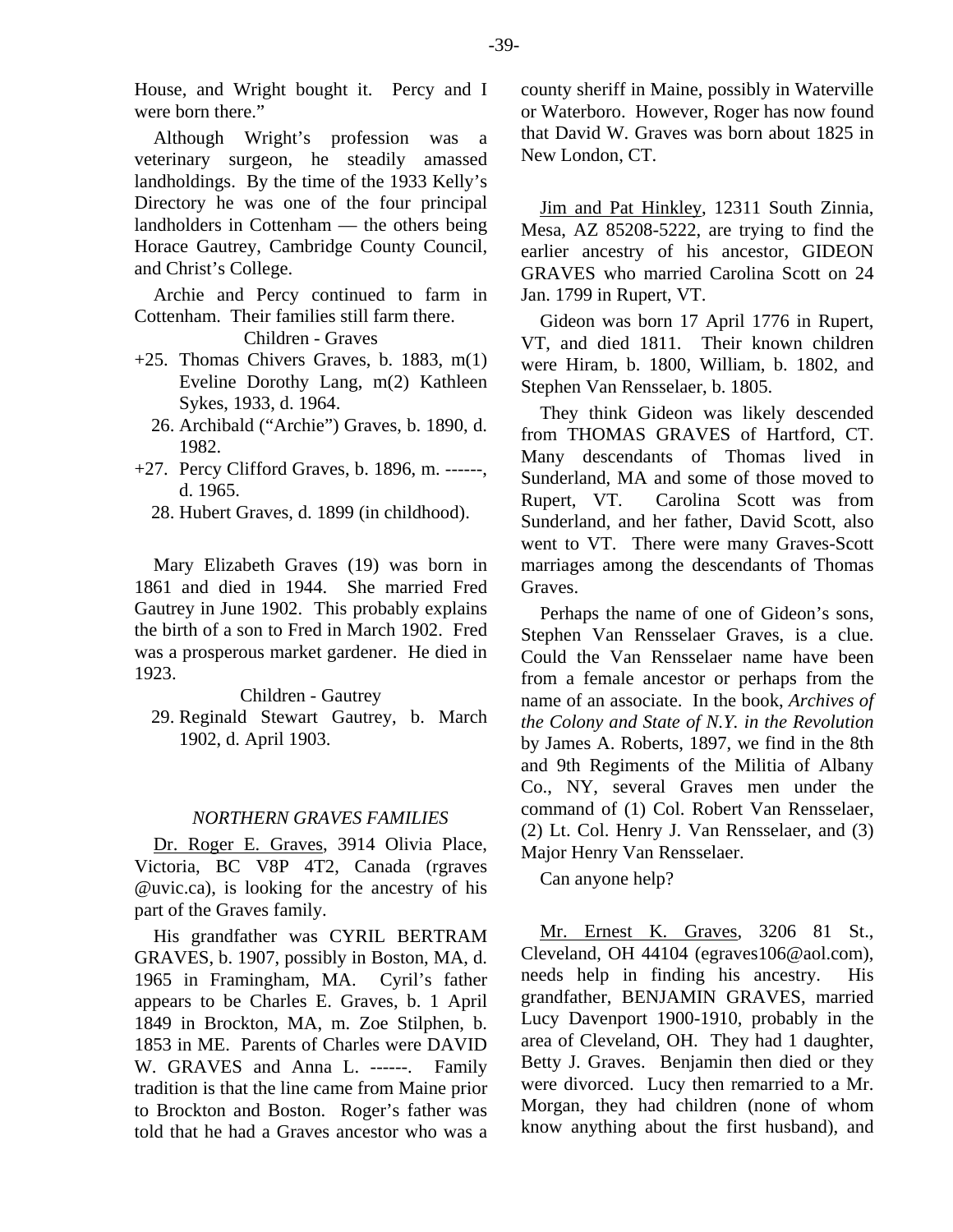House, and Wright bought it. Percy and I were born there."

Although Wright's profession was a veterinary surgeon, he steadily amassed landholdings. By the time of the 1933 Kelly's Directory he was one of the four principal landholders in Cottenham — the others being Horace Gautrey, Cambridge County Council, and Christ's College.

Archie and Percy continued to farm in Cottenham. Their families still farm there.

Children - Graves

+25. Thomas Chivers Graves, b. 1883, m(1) Eveline Dorothy Lang, m(2) Kathleen Sykes, 1933, d. 1964.

26. Archibald ("Archie") Graves, b. 1890, d. 1982.

+27. Percy Clifford Graves, b. 1896, m. ------, d. 1965.

28. Hubert Graves, d. 1899 (in childhood).

Mary Elizabeth Graves (19) was born in 1861 and died in 1944. She married Fred Gautrey in June 1902. This probably explains the birth of a son to Fred in March 1902. Fred was a prosperous market gardener. He died in 1923.

Children - Gautrey

29. Reginald Stewart Gautrey, b. March 1902, d. April 1903.

### *NORTHERN GRAVES FAMILIES*

Dr. Roger E. Graves, 3914 Olivia Place, Victoria, BC V8P 4T2, Canada (rgraves @uvic.ca), is looking for the ancestry of his part of the Graves family.

His grandfather was CYRIL BERTRAM GRAVES, b. 1907, possibly in Boston, MA, d. 1965 in Framingham, MA. Cyril's father appears to be Charles E. Graves, b. 1 April 1849 in Brockton, MA, m. Zoe Stilphen, b. 1853 in ME. Parents of Charles were DAVID W. GRAVES and Anna L. ------. Family tradition is that the line came from Maine prior to Brockton and Boston. Roger's father was told that he had a Graves ancestor who was a county sheriff in Maine, possibly in Waterville or Waterboro. However, Roger has now found that David W. Graves was born about 1825 in New London, CT.

Jim and Pat Hinkley, 12311 South Zinnia, Mesa, AZ 85208-5222, are trying to find the earlier ancestry of his ancestor, GIDEON GRAVES who married Carolina Scott on 24 Jan. 1799 in Rupert, VT.

Gideon was born 17 April 1776 in Rupert, VT, and died 1811. Their known children were Hiram, b. 1800, William, b. 1802, and Stephen Van Rensselaer, b. 1805.

They think Gideon was likely descended from THOMAS GRAVES of Hartford, CT. Many descendants of Thomas lived in Sunderland, MA and some of those moved to Rupert, VT. Carolina Scott was from Sunderland, and her father, David Scott, also went to VT. There were many Graves-Scott marriages among the descendants of Thomas Graves.

Perhaps the name of one of Gideon's sons, Stephen Van Rensselaer Graves, is a clue. Could the Van Rensselaer name have been from a female ancestor or perhaps from the name of an associate. In the book, *Archives of the Colony and State of N.Y. in the Revolution* by James A. Roberts, 1897, we find in the 8th and 9th Regiments of the Militia of Albany Co., NY, several Graves men under the command of (1) Col. Robert Van Rensselaer, (2) Lt. Col. Henry J. Van Rensselaer, and (3) Major Henry Van Rensselaer.

Can anyone help?

Mr. Ernest K. Graves, 3206 81 St., Cleveland, OH 44104 (egraves106@aol.com), needs help in finding his ancestry. His grandfather, BENJAMIN GRAVES, married Lucy Davenport 1900-1910, probably in the area of Cleveland, OH. They had 1 daughter, Betty J. Graves. Benjamin then died or they were divorced. Lucy then remarried to a Mr. Morgan, they had children (none of whom know anything about the first husband), and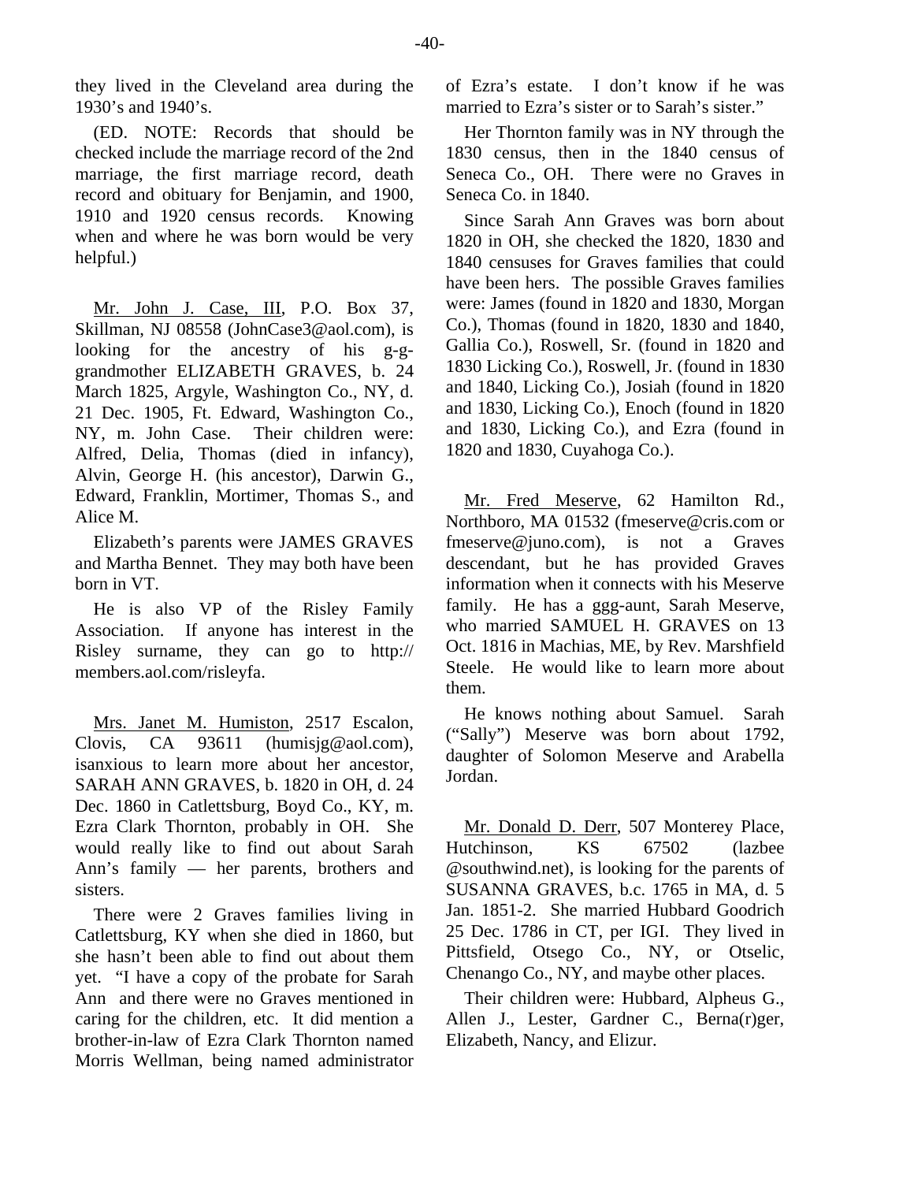they lived in the Cleveland area during the 1930's and 1940's.

(ED. NOTE: Records that should be checked include the marriage record of the 2nd marriage, the first marriage record, death record and obituary for Benjamin, and 1900, 1910 and 1920 census records. Knowing when and where he was born would be very helpful.)

Mr. John J. Case, III, P.O. Box 37, Skillman, NJ 08558 (JohnCase3@aol.com), is looking for the ancestry of his g-g-grandmother ELIZABETH GRAVES, b. 24 March 1825, Argyle, Washington Co., NY, d. 21 Dec. 1905, Ft. Edward, Washington Co., NY, m. John Case. Their children were: Alfred, Delia, Thomas (died in infancy), Alvin, George H. (his ancestor), Darwin G., Edward, Franklin, Mortimer, Thomas S., and Alice M.

Elizabeth's parents were JAMES GRAVES and Martha Bennet. They may both have been born in VT.

He is also VP of the Risley Family Association. If anyone has interest in the Risley surname, they can go to http://members.aol.com/risleyfa.

Mrs. Janet M. Humiston, 2517 Escalon, Clovis, CA 93611 (humisjg@aol.com), isanxious to learn more about her ancestor, SARAH ANN GRAVES, b. 1820 in OH, d. 24 Dec. 1860 in Catlettsburg, Boyd Co., KY, m. Ezra Clark Thornton, probably in OH. She would really like to find out about Sarah Ann's family — her parents, brothers and sisters.

There were 2 Graves families living in Catlettsburg, KY when she died in 1860, but she hasn't been able to find out about them yet. "I have a copy of the probate for Sarah Ann and there were no Graves mentioned in caring for the children, etc. It did mention a brother-in-law of Ezra Clark Thornton named Morris Wellman, being named administrator of Ezra's estate. I don't know if he was married to Ezra's sister or to Sarah's sister."

Her Thornton family was in NY through the 1830 census, then in the 1840 census of Seneca Co., OH. There were no Graves in Seneca Co. in 1840.

Since Sarah Ann Graves was born about 1820 in OH, she checked the 1820, 1830 and 1840 censuses for Graves families that could have been hers. The possible Graves families were: James (found in 1820 and 1830, Morgan Co.), Thomas (found in 1820, 1830 and 1840, Gallia Co.), Roswell, Sr. (found in 1820 and 1830 Licking Co.), Roswell, Jr. (found in 1830 and 1840, Licking Co.), Josiah (found in 1820 and 1830, Licking Co.), Enoch (found in 1820 and 1830, Licking Co.), and Ezra (found in 1820 and 1830, Cuyahoga Co.).

Mr. Fred Meserve, 62 Hamilton Rd., Northboro, MA 01532 (fmeserve@cris.com or fmeserve@juno.com), is not a Graves descendant, but he has provided Graves information when it connects with his Meserve family. He has a ggg-aunt, Sarah Meserve, who married SAMUEL H. GRAVES on 13 Oct. 1816 in Machias, ME, by Rev. Marshfield Steele. He would like to learn more about them.

He knows nothing about Samuel. Sarah ("Sally") Meserve was born about 1792, daughter of Solomon Meserve and Arabella Jordan.

Mr. Donald D. Derr, 507 Monterey Place, Hutchinson, KS 67502 (lazbee @southwind.net), is looking for the parents of SUSANNA GRAVES, b.c. 1765 in MA, d. 5 Jan. 1851-2. She married Hubbard Goodrich 25 Dec. 1786 in CT, per IGI. They lived in Pittsfield, Otsego Co., NY, or Otselic, Chenango Co., NY, and maybe other places.

Their children were: Hubbard, Alpheus G., Allen J., Lester, Gardner C., Berna(r)ger, Elizabeth, Nancy, and Elizur.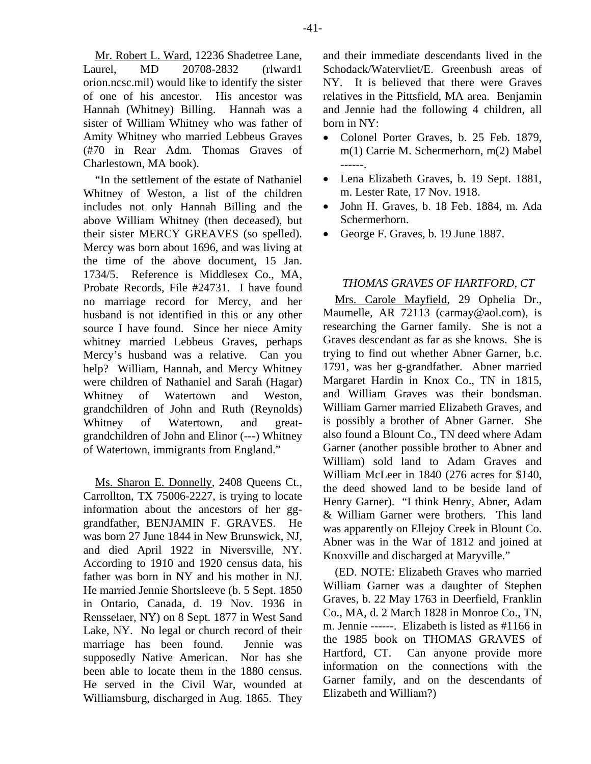Mr. Robert L. Ward, 12236 Shadetree Lane, Laurel, MD 20708-2832 (rlward1 orion.ncsc.mil) would like to identify the sister of one of his ancestor. His ancestor was Hannah (Whitney) Billing. Hannah was a sister of William Whitney who was father of Amity Whitney who married Lebbeus Graves (#70 in Rear Adm. Thomas Graves of Charlestown, MA book).

"In the settlement of the estate of Nathaniel Whitney of Weston, a list of the children includes not only Hannah Billing and the above William Whitney (then deceased), but their sister MERCY GREAVES (so spelled). Mercy was born about 1696, and was living at the time of the above document, 15 Jan. 1734/5. Reference is Middlesex Co., MA, Probate Records, File #24731. I have found no marriage record for Mercy, and her husband is not identified in this or any other source I have found. Since her niece Amity whitney married Lebbeus Graves, perhaps Mercy's husband was a relative. Can you help? William, Hannah, and Mercy Whitney were children of Nathaniel and Sarah (Hagar) Whitney of Watertown and Weston, grandchildren of John and Ruth (Reynolds) Whitney of Watertown, and great-grandchildren of John and Elinor (---) Whitney of Watertown, immigrants from England."

Ms. Sharon E. Donnelly, 2408 Queens Ct., Carrollton, TX 75006-2227, is trying to locate information about the ancestors of her gg-grandfather, BENJAMIN F. GRAVES. He was born 27 June 1844 in New Brunswick, NJ, and died April 1922 in Niversville, NY. According to 1910 and 1920 census data, his father was born in NY and his mother in NJ. He married Jennie Shortsleeve (b. 5 Sept. 1850 in Ontario, Canada, d. 19 Nov. 1936 in Rensselaer, NY) on 8 Sept. 1877 in West Sand Lake, NY. No legal or church record of their marriage has been found. Jennie was supposedly Native American. Nor has she been able to locate them in the 1880 census. He served in the Civil War, wounded at Williamsburg, discharged in Aug. 1865. They and their immediate descendants lived in the Schodack/Watervliet/E. Greenbush areas of NY. It is believed that there were Graves relatives in the Pittsfield, MA area. Benjamin and Jennie had the following 4 children, all born in NY:

- Colonel Porter Graves, b. 25 Feb. 1879, m(1) Carrie M. Schermerhorn, m(2) Mabel ------.
- Lena Elizabeth Graves, b. 19 Sept. 1881, m. Lester Rate, 17 Nov. 1918.
- John H. Graves, b. 18 Feb. 1884, m. Ada Schermerhorn.
- George F. Graves, b. 19 June 1887.

### *THOMAS GRAVES OF HARTFORD, CT*

Mrs. Carole Mayfield, 29 Ophelia Dr., Maumelle, AR 72113 (carmay@aol.com), is researching the Garner family. She is not a Graves descendant as far as she knows. She is trying to find out whether Abner Garner, b.c. 1791, was her g-grandfather. Abner married Margaret Hardin in Knox Co., TN in 1815, and William Graves was their bondsman. William Garner married Elizabeth Graves, and is possibly a brother of Abner Garner. She also found a Blount Co., TN deed where Adam Garner (another possible brother to Abner and William) sold land to Adam Graves and William McLeer in 1840 (276 acres for $140, the deed showed land to be beside land of Henry Garner). "I think Henry, Abner, Adam & William Garner were brothers. This land was apparently on Ellejoy Creek in Blount Co. Abner was in the War of 1812 and joined at Knoxville and discharged at Maryville."

(ED. NOTE: Elizabeth Graves who married William Garner was a daughter of Stephen Graves, b. 22 May 1763 in Deerfield, Franklin Co., MA, d. 2 March 1828 in Monroe Co., TN, m. Jennie ------. Elizabeth is listed as #1166 in the 1985 book on THOMAS GRAVES of Hartford, CT. Can anyone provide more information on the connections with the Garner family, and on the descendants of Elizabeth and William?)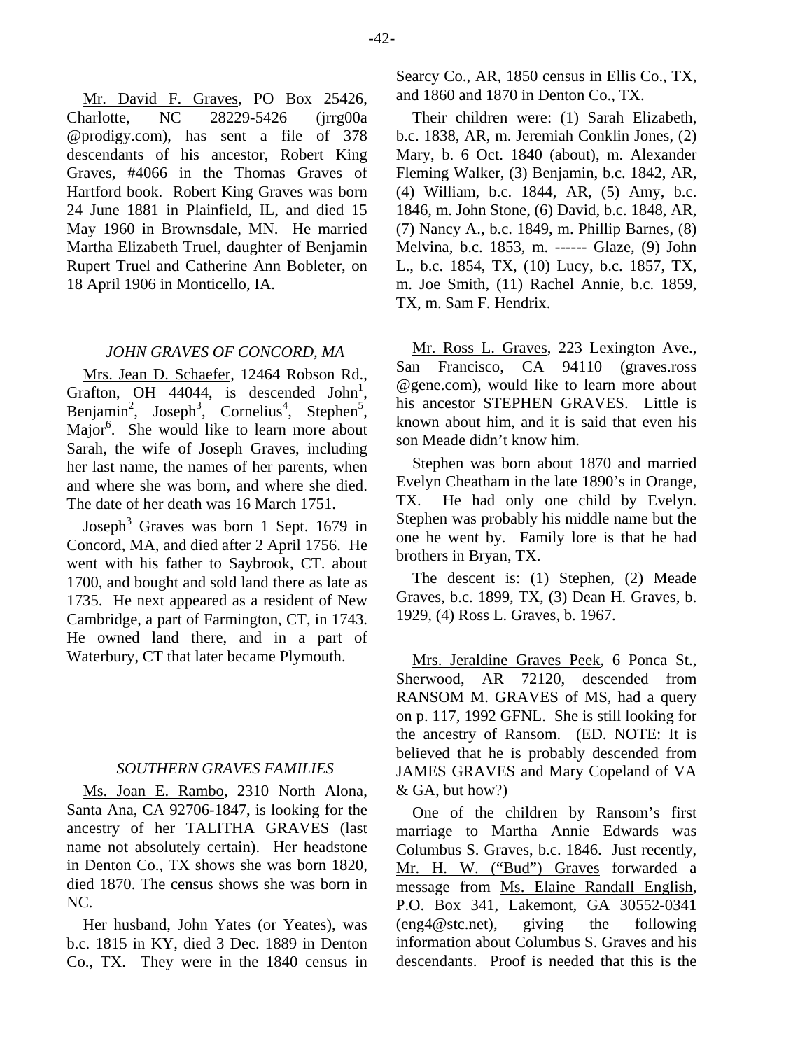Mr. David F. Graves, PO Box 25426, Charlotte, NC 28229-5426 (jrrg00a @prodigy.com), has sent a file of 378 descendants of his ancestor, Robert King Graves, #4066 in the Thomas Graves of Hartford book. Robert King Graves was born 24 June 1881 in Plainfield, IL, and died 15 May 1960 in Brownsdale, MN. He married Martha Elizabeth Truel, daughter of Benjamin Rupert Truel and Catherine Ann Bobleter, on 18 April 1906 in Monticello, IA.

### *JOHN GRAVES OF CONCORD, MA*

Mrs. Jean D. Schaefer, 12464 Robson Rd., Grafton, OH 44044, is descended John[1], Benjamin[2], Joseph[3], Cornelius[4], Stephen[5], Major[6]. She would like to learn more about Sarah, the wife of Joseph Graves, including her last name, the names of her parents, when and where she was born, and where she died. The date of her death was 16 March 1751.

Joseph[3] Graves was born 1 Sept. 1679 in Concord, MA, and died after 2 April 1756. He went with his father to Saybrook, CT. about 1700, and bought and sold land there as late as 1735. He next appeared as a resident of New Cambridge, a part of Farmington, CT, in 1743. He owned land there, and in a part of Waterbury, CT that later became Plymouth.

### *SOUTHERN GRAVES FAMILIES*

Ms. Joan E. Rambo, 2310 North Alona, Santa Ana, CA 92706-1847, is looking for the ancestry of her TALITHA GRAVES (last name not absolutely certain). Her headstone in Denton Co., TX shows she was born 1820, died 1870. The census shows she was born in NC.

Her husband, John Yates (or Yeates), was b.c. 1815 in KY, died 3 Dec. 1889 in Denton Co., TX. They were in the 1840 census in Searcy Co., AR, 1850 census in Ellis Co., TX, and 1860 and 1870 in Denton Co., TX.

Their children were: (1) Sarah Elizabeth, b.c. 1838, AR, m. Jeremiah Conklin Jones, (2) Mary, b. 6 Oct. 1840 (about), m. Alexander Fleming Walker, (3) Benjamin, b.c. 1842, AR, (4) William, b.c. 1844, AR, (5) Amy, b.c. 1846, m. John Stone, (6) David, b.c. 1848, AR, (7) Nancy A., b.c. 1849, m. Phillip Barnes, (8) Melvina, b.c. 1853, m. ------ Glaze, (9) John L., b.c. 1854, TX, (10) Lucy, b.c. 1857, TX, m. Joe Smith, (11) Rachel Annie, b.c. 1859, TX, m. Sam F. Hendrix.

Mr. Ross L. Graves, 223 Lexington Ave., San Francisco, CA 94110 (graves.ross @gene.com), would like to learn more about his ancestor STEPHEN GRAVES. Little is known about him, and it is said that even his son Meade didn't know him.

Stephen was born about 1870 and married Evelyn Cheatham in the late 1890's in Orange, TX. He had only one child by Evelyn. Stephen was probably his middle name but the one he went by. Family lore is that he had brothers in Bryan, TX.

The descent is: (1) Stephen, (2) Meade Graves, b.c. 1899, TX, (3) Dean H. Graves, b. 1929, (4) Ross L. Graves, b. 1967.

Mrs. Jeraldine Graves Peek, 6 Ponca St., Sherwood, AR 72120, descended from RANSOM M. GRAVES of MS, had a query on p. 117, 1992 GFNL. She is still looking for the ancestry of Ransom. (ED. NOTE: It is believed that he is probably descended from JAMES GRAVES and Mary Copeland of VA & GA, but how?)

One of the children by Ransom's first marriage to Martha Annie Edwards was Columbus S. Graves, b.c. 1846. Just recently, Mr. H. W. ("Bud") Graves forwarded a message from Ms. Elaine Randall English, P.O. Box 341, Lakemont, GA 30552-0341 (eng4@stc.net), giving the following information about Columbus S. Graves and his descendants. Proof is needed that this is the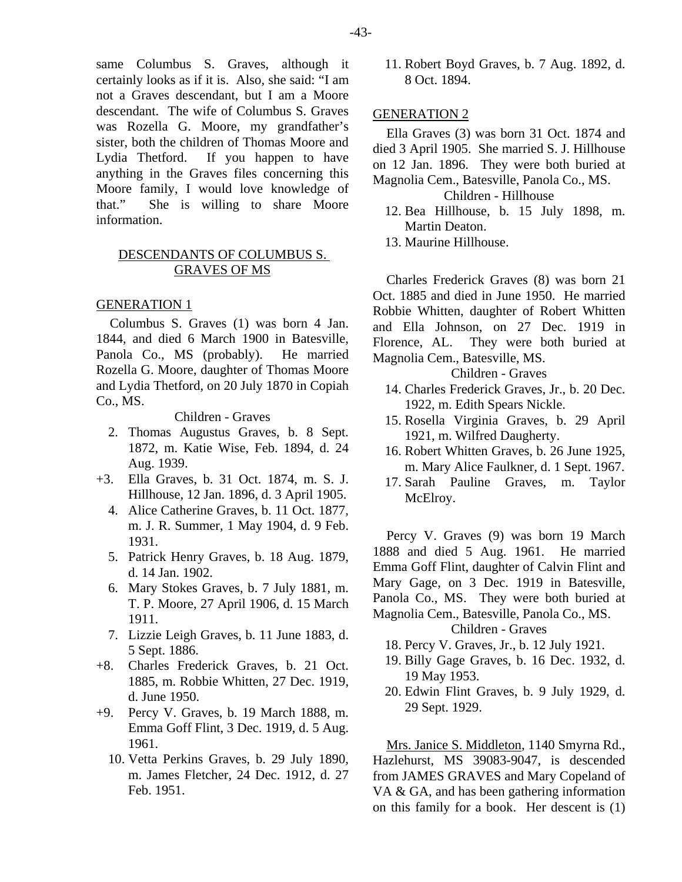same Columbus S. Graves, although it certainly looks as if it is. Also, she said: "I am not a Graves descendant, but I am a Moore descendant. The wife of Columbus S. Graves was Rozella G. Moore, my grandfather's sister, both the children of Thomas Moore and Lydia Thetford. If you happen to have anything in the Graves files concerning this Moore family, I would love knowledge of that." She is willing to share Moore information.

## DESCENDANTS OF COLUMBUS S. GRAVES OF MS

### GENERATION 1

Columbus S. Graves (1) was born 4 Jan. 1844, and died 6 March 1900 in Batesville, Panola Co., MS (probably). He married Rozella G. Moore, daughter of Thomas Moore and Lydia Thetford, on 20 July 1870 in Copiah Co., MS.

Children - Graves

2. Thomas Augustus Graves, b. 8 Sept. 1872, m. Katie Wise, Feb. 1894, d. 24 Aug. 1939.
+3. Ella Graves, b. 31 Oct. 1874, m. S. J. Hillhouse, 12 Jan. 1896, d. 3 April 1905.
4. Alice Catherine Graves, b. 11 Oct. 1877, m. J. R. Summer, 1 May 1904, d. 9 Feb. 1931.
5. Patrick Henry Graves, b. 18 Aug. 1879, d. 14 Jan. 1902.
6. Mary Stokes Graves, b. 7 July 1881, m. T. P. Moore, 27 April 1906, d. 15 March 1911.
7. Lizzie Leigh Graves, b. 11 June 1883, d. 5 Sept. 1886.
+8. Charles Frederick Graves, b. 21 Oct. 1885, m. Robbie Whitten, 27 Dec. 1919, d. June 1950.
+9. Percy V. Graves, b. 19 March 1888, m. Emma Goff Flint, 3 Dec. 1919, d. 5 Aug. 1961.
10. Vetta Perkins Graves, b. 29 July 1890, m. James Fletcher, 24 Dec. 1912, d. 27 Feb. 1951.
11. Robert Boyd Graves, b. 7 Aug. 1892, d. 8 Oct. 1894.

### GENERATION 2

Ella Graves (3) was born 31 Oct. 1874 and died 3 April 1905. She married S. J. Hillhouse on 12 Jan. 1896. They were both buried at Magnolia Cem., Batesville, Panola Co., MS.

Children - Hillhouse

12. Bea Hillhouse, b. 15 July 1898, m. Martin Deaton.
13. Maurine Hillhouse.

Charles Frederick Graves (8) was born 21 Oct. 1885 and died in June 1950. He married Robbie Whitten, daughter of Robert Whitten and Ella Johnson, on 27 Dec. 1919 in Florence, AL. They were both buried at Magnolia Cem., Batesville, MS.

Children - Graves

14. Charles Frederick Graves, Jr., b. 20 Dec. 1922, m. Edith Spears Nickle.
15. Rosella Virginia Graves, b. 29 April 1921, m. Wilfred Daugherty.
16. Robert Whitten Graves, b. 26 June 1925, m. Mary Alice Faulkner, d. 1 Sept. 1967.
17. Sarah Pauline Graves, m. Taylor McElroy.

Percy V. Graves (9) was born 19 March 1888 and died 5 Aug. 1961. He married Emma Goff Flint, daughter of Calvin Flint and Mary Gage, on 3 Dec. 1919 in Batesville, Panola Co., MS. They were both buried at Magnolia Cem., Batesville, Panola Co., MS.

Children - Graves

18. Percy V. Graves, Jr., b. 12 July 1921.
19. Billy Gage Graves, b. 16 Dec. 1932, d. 19 May 1953.
20. Edwin Flint Graves, b. 9 July 1929, d. 29 Sept. 1929.

Mrs. Janice S. Middleton, 1140 Smyrna Rd., Hazlehurst, MS 39083-9047, is descended from JAMES GRAVES and Mary Copeland of VA & GA, and has been gathering information on this family for a book. Her descent is (1)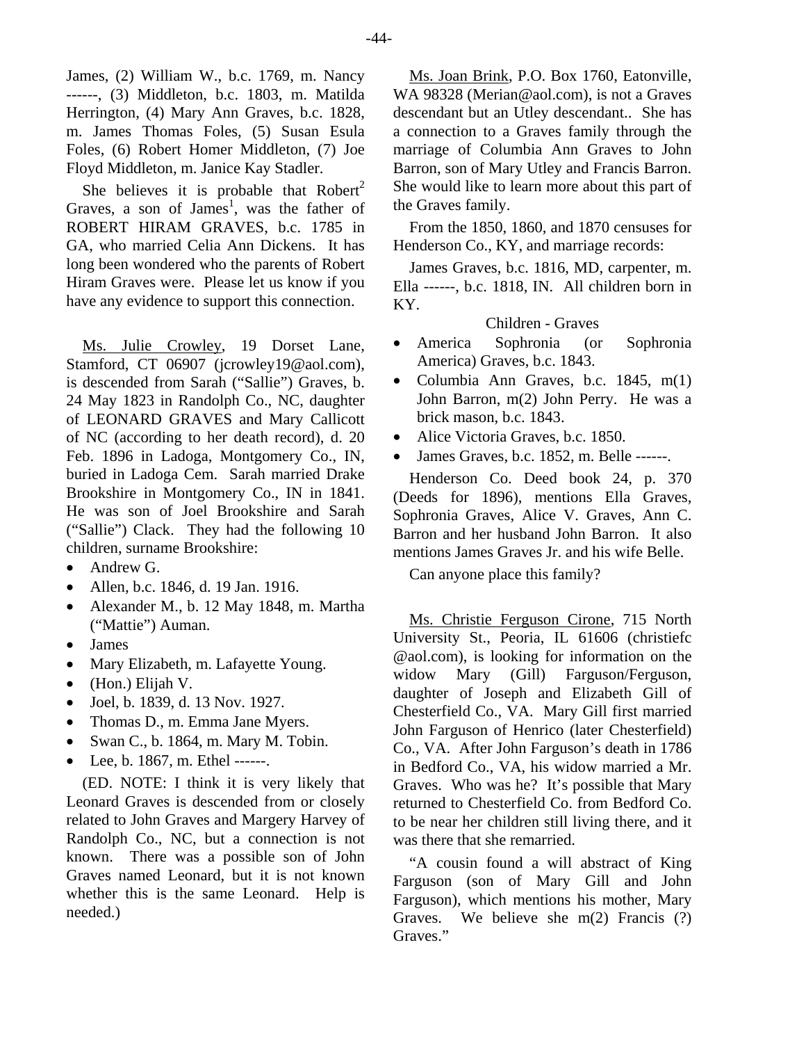James, (2) William W., b.c. 1769, m. Nancy ------, (3) Middleton, b.c. 1803, m. Matilda Herrington, (4) Mary Ann Graves, b.c. 1828, m. James Thomas Foles, (5) Susan Esula Foles, (6) Robert Homer Middleton, (7) Joe Floyd Middleton, m. Janice Kay Stadler.

She believes it is probable that Robert[2] Graves, a son of James[1], was the father of ROBERT HIRAM GRAVES, b.c. 1785 in GA, who married Celia Ann Dickens. It has long been wondered who the parents of Robert Hiram Graves were. Please let us know if you have any evidence to support this connection.

Ms. Julie Crowley, 19 Dorset Lane, Stamford, CT 06907 (jcrowley19@aol.com), is descended from Sarah ("Sallie") Graves, b. 24 May 1823 in Randolph Co., NC, daughter of LEONARD GRAVES and Mary Callicott of NC (according to her death record), d. 20 Feb. 1896 in Ladoga, Montgomery Co., IN, buried in Ladoga Cem. Sarah married Drake Brookshire in Montgomery Co., IN in 1841. He was son of Joel Brookshire and Sarah ("Sallie") Clack. They had the following 10 children, surname Brookshire:

- Andrew G.
- Allen, b.c. 1846, d. 19 Jan. 1916.
- Alexander M., b. 12 May 1848, m. Martha ("Mattie") Auman.
- James
- Mary Elizabeth, m. Lafayette Young.
- (Hon.) Elijah V.
- Joel, b. 1839, d. 13 Nov. 1927.
- Thomas D., m. Emma Jane Myers.
- Swan C., b. 1864, m. Mary M. Tobin.
- Lee, b. 1867, m. Ethel ------.

(ED. NOTE: I think it is very likely that Leonard Graves is descended from or closely related to John Graves and Margery Harvey of Randolph Co., NC, but a connection is not known. There was a possible son of John Graves named Leonard, but it is not known whether this is the same Leonard. Help is needed.)

Ms. Joan Brink, P.O. Box 1760, Eatonville, WA 98328 (Merian@aol.com), is not a Graves descendant but an Utley descendant.. She has a connection to a Graves family through the marriage of Columbia Ann Graves to John Barron, son of Mary Utley and Francis Barron. She would like to learn more about this part of the Graves family.

From the 1850, 1860, and 1870 censuses for Henderson Co., KY, and marriage records:

James Graves, b.c. 1816, MD, carpenter, m. Ella ------, b.c. 1818, IN. All children born in KY.

Children - Graves

- America Sophronia (or Sophronia America) Graves, b.c. 1843.
- Columbia Ann Graves, b.c. 1845, m(1) John Barron, m(2) John Perry. He was a brick mason, b.c. 1843.
- Alice Victoria Graves, b.c. 1850.
- James Graves, b.c. 1852, m. Belle ------.

Henderson Co. Deed book 24, p. 370 (Deeds for 1896), mentions Ella Graves, Sophronia Graves, Alice V. Graves, Ann C. Barron and her husband John Barron. It also mentions James Graves Jr. and his wife Belle.

Can anyone place this family?

Ms. Christie Ferguson Cirone, 715 North University St., Peoria, IL 61606 (christiefc @aol.com), is looking for information on the widow Mary (Gill) Farguson/Ferguson, daughter of Joseph and Elizabeth Gill of Chesterfield Co., VA. Mary Gill first married John Farguson of Henrico (later Chesterfield) Co., VA. After John Farguson's death in 1786 in Bedford Co., VA, his widow married a Mr. Graves. Who was he? It's possible that Mary returned to Chesterfield Co. from Bedford Co. to be near her children still living there, and it was there that she remarried.

"A cousin found a will abstract of King Farguson (son of Mary Gill and John Farguson), which mentions his mother, Mary Graves. We believe she m(2) Francis (?) Graves."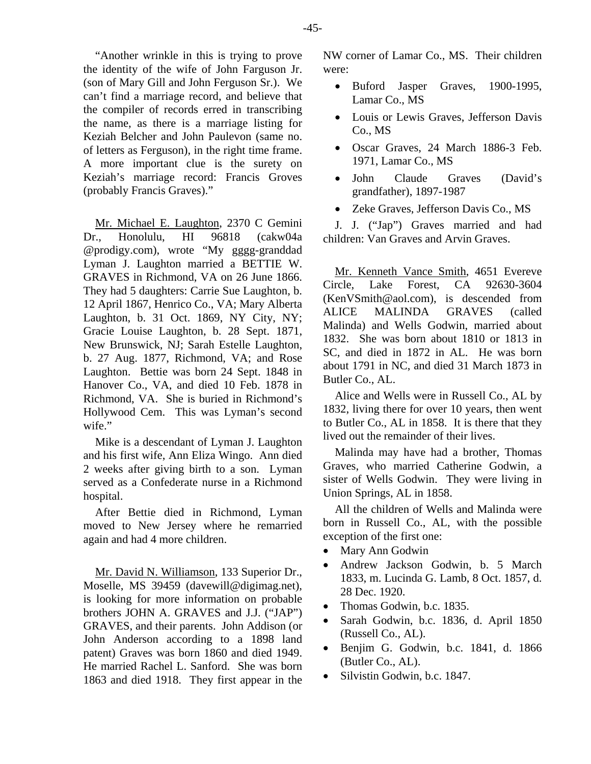"Another wrinkle in this is trying to prove the identity of the wife of John Farguson Jr. (son of Mary Gill and John Ferguson Sr.). We can't find a marriage record, and believe that the compiler of records erred in transcribing the name, as there is a marriage listing for Keziah Belcher and John Paulevon (same no. of letters as Ferguson), in the right time frame. A more important clue is the surety on Keziah's marriage record: Francis Groves (probably Francis Graves)."

Mr. Michael E. Laughton, 2370 C Gemini Dr., Honolulu, HI 96818 (cakw04a @prodigy.com), wrote "My gggg-granddad Lyman J. Laughton married a BETTIE W. GRAVES in Richmond, VA on 26 June 1866. They had 5 daughters: Carrie Sue Laughton, b. 12 April 1867, Henrico Co., VA; Mary Alberta Laughton, b. 31 Oct. 1869, NY City, NY; Gracie Louise Laughton, b. 28 Sept. 1871, New Brunswick, NJ; Sarah Estelle Laughton, b. 27 Aug. 1877, Richmond, VA; and Rose Laughton. Bettie was born 24 Sept. 1848 in Hanover Co., VA, and died 10 Feb. 1878 in Richmond, VA. She is buried in Richmond's Hollywood Cem. This was Lyman's second wife."

Mike is a descendant of Lyman J. Laughton and his first wife, Ann Eliza Wingo. Ann died 2 weeks after giving birth to a son. Lyman served as a Confederate nurse in a Richmond hospital.

After Bettie died in Richmond, Lyman moved to New Jersey where he remarried again and had 4 more children.

Mr. David N. Williamson, 133 Superior Dr., Moselle, MS 39459 (davewill@digimag.net), is looking for more information on probable brothers JOHN A. GRAVES and J.J. ("JAP") GRAVES, and their parents. John Addison (or John Anderson according to a 1898 land patent) Graves was born 1860 and died 1949. He married Rachel L. Sanford. She was born 1863 and died 1918. They first appear in the NW corner of Lamar Co., MS. Their children were:

- Buford Jasper Graves, 1900-1995, Lamar Co., MS
- Louis or Lewis Graves, Jefferson Davis Co., MS
- Oscar Graves, 24 March 1886-3 Feb. 1971, Lamar Co., MS
- John Claude Graves (David's grandfather), 1897-1987
- Zeke Graves, Jefferson Davis Co., MS

J. J. ("Jap") Graves married and had children: Van Graves and Arvin Graves.

Mr. Kenneth Vance Smith, 4651 Evereve Circle, Lake Forest, CA 92630-3604 (KenVSmith@aol.com), is descended from ALICE MALINDA GRAVES (called Malinda) and Wells Godwin, married about 1832. She was born about 1810 or 1813 in SC, and died in 1872 in AL. He was born about 1791 in NC, and died 31 March 1873 in Butler Co., AL.

Alice and Wells were in Russell Co., AL by 1832, living there for over 10 years, then went to Butler Co., AL in 1858. It is there that they lived out the remainder of their lives.

Malinda may have had a brother, Thomas Graves, who married Catherine Godwin, a sister of Wells Godwin. They were living in Union Springs, AL in 1858.

All the children of Wells and Malinda were born in Russell Co., AL, with the possible exception of the first one:

- Mary Ann Godwin
- Andrew Jackson Godwin, b. 5 March 1833, m. Lucinda G. Lamb, 8 Oct. 1857, d. 28 Dec. 1920.
- Thomas Godwin, b.c. 1835.
- Sarah Godwin, b.c. 1836, d. April 1850 (Russell Co., AL).
- Benjim G. Godwin, b.c. 1841, d. 1866 (Butler Co., AL).
- Silvistin Godwin, b.c. 1847.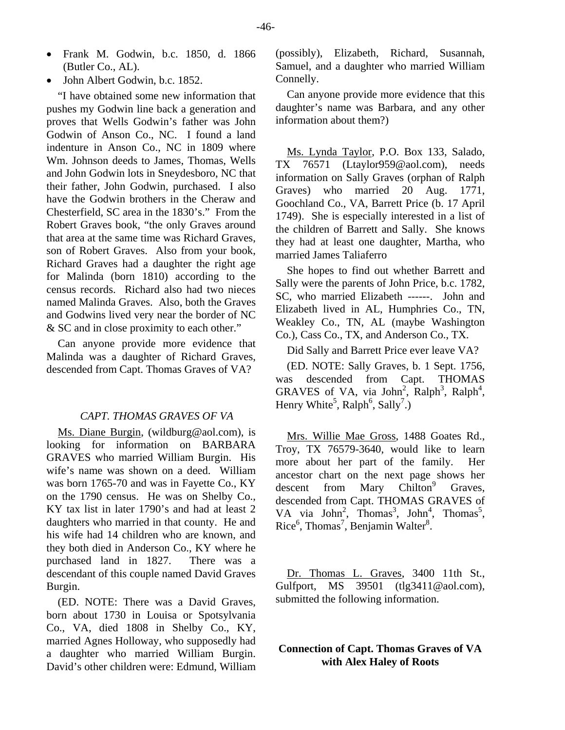- Frank M. Godwin, b.c. 1850, d. 1866 (Butler Co., AL).
- John Albert Godwin, b.c. 1852.

"I have obtained some new information that pushes my Godwin line back a generation and proves that Wells Godwin's father was John Godwin of Anson Co., NC. I found a land indenture in Anson Co., NC in 1809 where Wm. Johnson deeds to James, Thomas, Wells and John Godwin lots in Sneydesboro, NC that their father, John Godwin, purchased. I also have the Godwin brothers in the Cheraw and Chesterfield, SC area in the 1830's." From the Robert Graves book, "the only Graves around that area at the same time was Richard Graves, son of Robert Graves. Also from your book, Richard Graves had a daughter the right age for Malinda (born 1810) according to the census records. Richard also had two nieces named Malinda Graves. Also, both the Graves and Godwins lived very near the border of NC & SC and in close proximity to each other."

Can anyone provide more evidence that Malinda was a daughter of Richard Graves, descended from Capt. Thomas Graves of VA?

### *CAPT. THOMAS GRAVES OF VA*

Ms. Diane Burgin, (wildburg@aol.com), is looking for information on BARBARA GRAVES who married William Burgin. His wife's name was shown on a deed. William was born 1765-70 and was in Fayette Co., KY on the 1790 census. He was on Shelby Co., KY tax list in later 1790's and had at least 2 daughters who married in that county. He and his wife had 14 children who are known, and they both died in Anderson Co., KY where he purchased land in 1827. There was a descendant of this couple named David Graves Burgin.

(ED. NOTE: There was a David Graves, born about 1730 in Louisa or Spotsylvania Co., VA, died 1808 in Shelby Co., KY, married Agnes Holloway, who supposedly had a daughter who married William Burgin. David's other children were: Edmund, William (possibly), Elizabeth, Richard, Susannah, Samuel, and a daughter who married William Connelly.

Can anyone provide more evidence that this daughter's name was Barbara, and any other information about them?)

Ms. Lynda Taylor, P.O. Box 133, Salado, TX 76571 (Ltaylor959@aol.com), needs information on Sally Graves (orphan of Ralph Graves) who married 20 Aug. 1771, Goochland Co., VA, Barrett Price (b. 17 April 1749). She is especially interested in a list of the children of Barrett and Sally. She knows they had at least one daughter, Martha, who married James Taliaferro

She hopes to find out whether Barrett and Sally were the parents of John Price, b.c. 1782, SC, who married Elizabeth ------. John and Elizabeth lived in AL, Humphries Co., TN, Weakley Co., TN, AL (maybe Washington Co.), Cass Co., TX, and Anderson Co., TX.

Did Sally and Barrett Price ever leave VA?

(ED. NOTE: Sally Graves, b. 1 Sept. 1756, was descended from Capt. THOMAS GRAVES of VA, via John[2], Ralph[3], Ralph[4], Henry White[5], Ralph[6], Sally[7].)

Mrs. Willie Mae Gross, 1488 Goates Rd., Troy, TX 76579-3640, would like to learn more about her part of the family. Her ancestor chart on the next page shows her descent from Mary Chilton[9] Graves, descended from Capt. THOMAS GRAVES of VA via John[2], Thomas[3], John[4], Thomas[5], Rice[6], Thomas[7], Benjamin Walter[8].

Dr. Thomas L. Graves, 3400 11th St., Gulfport, MS 39501 (tlg3411@aol.com), submitted the following information.

### **Connection of Capt. Thomas Graves of VA with Alex Haley of Roots**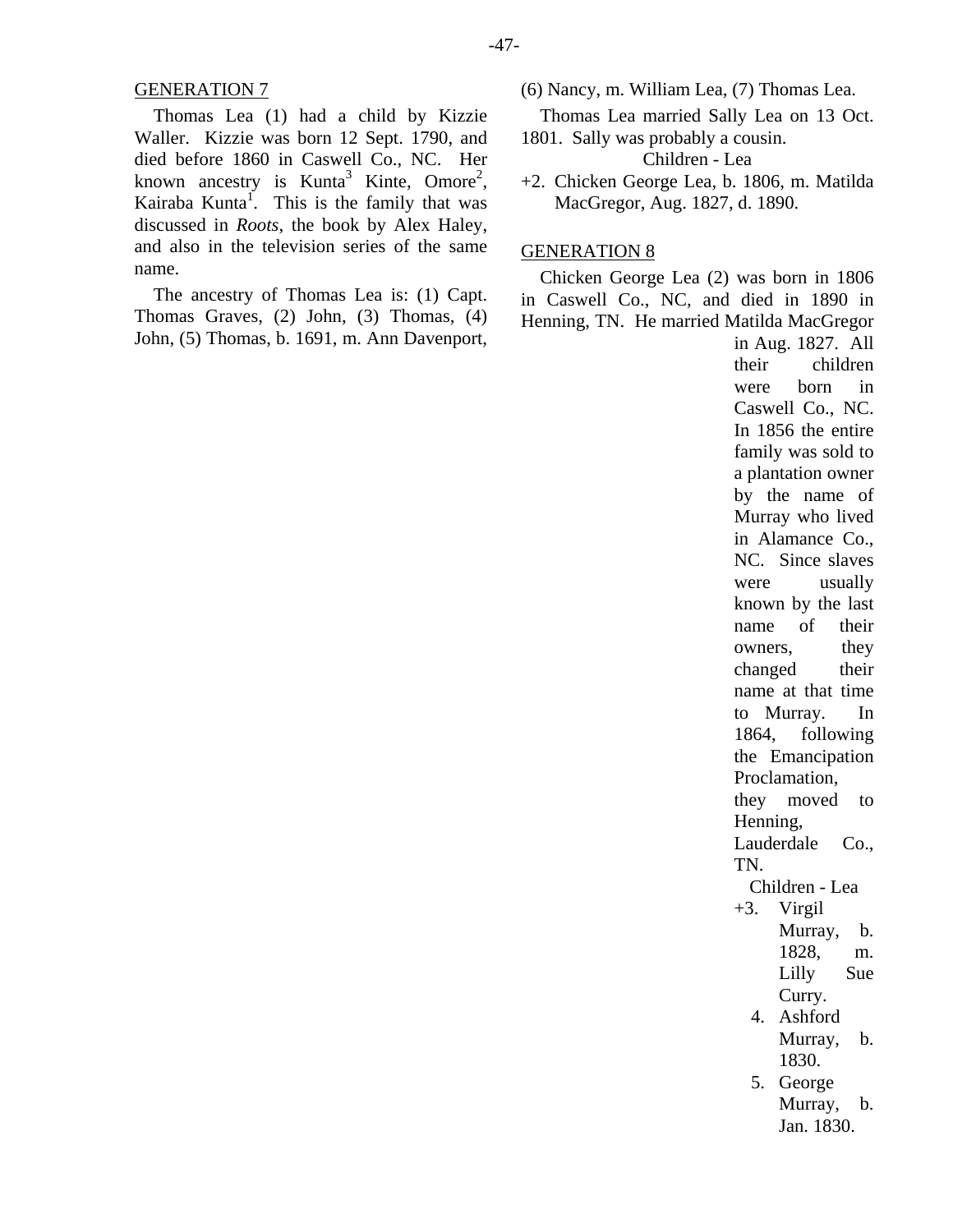GENERATION 7

Thomas Lea (1) had a child by Kizzie Waller. Kizzie was born 12 Sept. 1790, and died before 1860 in Caswell Co., NC. Her known ancestry is Kunta[3] Kinte, Omore[2], Kairaba Kunta[1]. This is the family that was discussed in *Roots*, the book by Alex Haley, and also in the television series of the same name.

The ancestry of Thomas Lea is: (1) Capt. Thomas Graves, (2) John, (3) Thomas, (4) John, (5) Thomas, b. 1691, m. Ann Davenport, (6) Nancy, m. William Lea, (7) Thomas Lea.

Thomas Lea married Sally Lea on 13 Oct. 1801. Sally was probably a cousin.

Children - Lea

+2. Chicken George Lea, b. 1806, m. Matilda MacGregor, Aug. 1827, d. 1890.

GENERATION 8

Chicken George Lea (2) was born in 1806 in Caswell Co., NC, and died in 1890 in Henning, TN. He married Matilda MacGregor in Aug. 1827. All their children were born in Caswell Co., NC. In 1856 the entire family was sold to a plantation owner by the name of Murray who lived in Alamance Co., NC. Since slaves were usually known by the last name of their owners, they changed their name at that time to Murray. In 1864, following the Emancipation Proclamation, they moved to Henning, Lauderdale Co., TN.

Children - Lea

+3. Virgil Murray, b. 1828, m. Lilly Sue Curry.
4. Ashford Murray, b. 1830.
5. George Murray, b. Jan. 1830.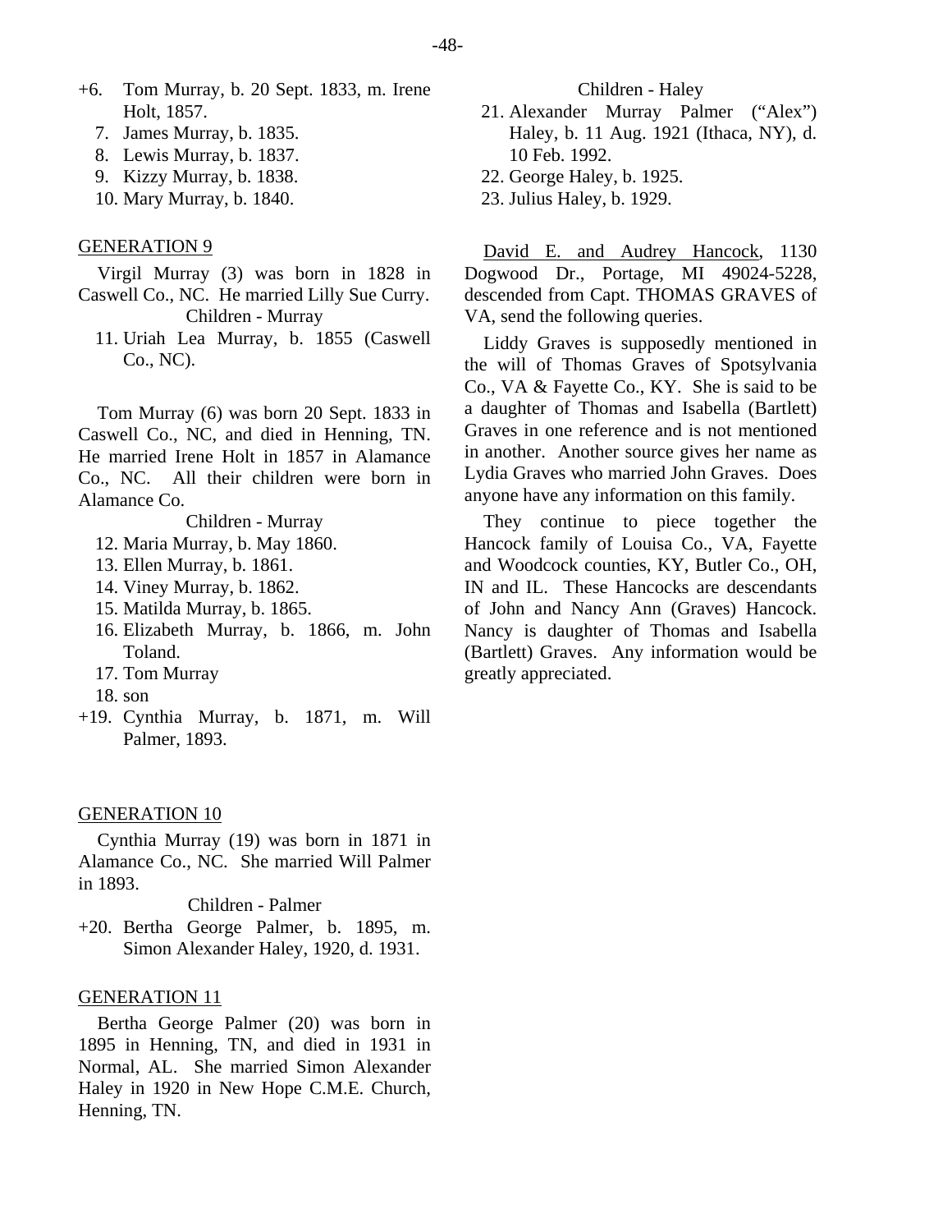+6. Tom Murray, b. 20 Sept. 1833, m. Irene Holt, 1857.
7. James Murray, b. 1835.
8. Lewis Murray, b. 1837.
9. Kizzy Murray, b. 1838.
10. Mary Murray, b. 1840.

GENERATION 9

Virgil Murray (3) was born in 1828 in Caswell Co., NC. He married Lilly Sue Curry.

Children - Murray

11. Uriah Lea Murray, b. 1855 (Caswell Co., NC).

Tom Murray (6) was born 20 Sept. 1833 in Caswell Co., NC, and died in Henning, TN. He married Irene Holt in 1857 in Alamance Co., NC. All their children were born in Alamance Co.

Children - Murray

12. Maria Murray, b. May 1860.
13. Ellen Murray, b. 1861.
14. Viney Murray, b. 1862.
15. Matilda Murray, b. 1865.
16. Elizabeth Murray, b. 1866, m. John Toland.
17. Tom Murray
18. son

+19. Cynthia Murray, b. 1871, m. Will Palmer, 1893.

GENERATION 10

Cynthia Murray (19) was born in 1871 in Alamance Co., NC. She married Will Palmer in 1893.

Children - Palmer

+20. Bertha George Palmer, b. 1895, m. Simon Alexander Haley, 1920, d. 1931.

GENERATION 11

Bertha George Palmer (20) was born in 1895 in Henning, TN, and died in 1931 in Normal, AL. She married Simon Alexander Haley in 1920 in New Hope C.M.E. Church, Henning, TN.

Children - Haley

21. Alexander Murray Palmer ("Alex") Haley, b. 11 Aug. 1921 (Ithaca, NY), d. 10 Feb. 1992.
22. George Haley, b. 1925.
23. Julius Haley, b. 1929.

David E. and Audrey Hancock, 1130 Dogwood Dr., Portage, MI 49024-5228, descended from Capt. THOMAS GRAVES of VA, send the following queries.

Liddy Graves is supposedly mentioned in the will of Thomas Graves of Spotsylvania Co., VA & Fayette Co., KY. She is said to be a daughter of Thomas and Isabella (Bartlett) Graves in one reference and is not mentioned in another. Another source gives her name as Lydia Graves who married John Graves. Does anyone have any information on this family.

They continue to piece together the Hancock family of Louisa Co., VA, Fayette and Woodcock counties, KY, Butler Co., OH, IN and IL. These Hancocks are descendants of John and Nancy Ann (Graves) Hancock. Nancy is daughter of Thomas and Isabella (Bartlett) Graves. Any information would be greatly appreciated.